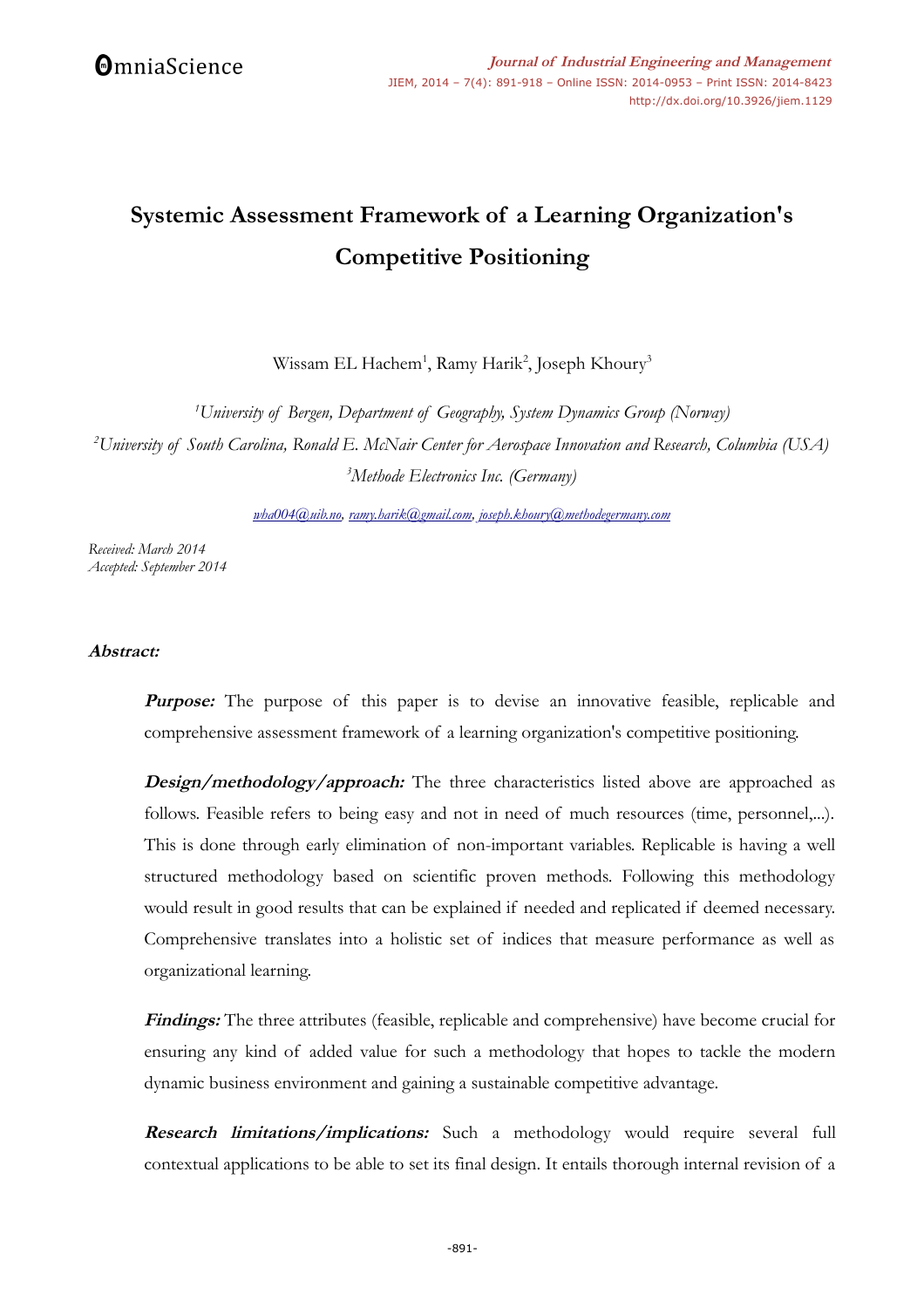# Systemic Assessment Framework of a Learning Organization's Competitive Positioning

Wissam EL Hachem[1], Ramy Harik[2], Joseph Khoury[3]

[1]*University of Bergen, Department of Geography, System Dynamics Group (Norway)*

[2]*University of South Carolina, Ronald E. McNair Center for Aerospace Innovation and Research, Columbia (USA)*

[3]*Methode Electronics Inc. (Germany)*

*wha004@uib.no, ramy.harik@gmail.com, joseph.khoury@methodegermany.com*

*Received: March 2014*
*Accepted: September 2014*

## Abstract:

***Purpose:*** The purpose of this paper is to devise an innovative feasible, replicable and comprehensive assessment framework of a learning organization's competitive positioning.

***Design/methodology/approach:*** The three characteristics listed above are approached as follows. Feasible refers to being easy and not in need of much resources (time, personnel,...). This is done through early elimination of non-important variables. Replicable is having a well structured methodology based on scientific proven methods. Following this methodology would result in good results that can be explained if needed and replicated if deemed necessary. Comprehensive translates into a holistic set of indices that measure performance as well as organizational learning.

***Findings:*** The three attributes (feasible, replicable and comprehensive) have become crucial for ensuring any kind of added value for such a methodology that hopes to tackle the modern dynamic business environment and gaining a sustainable competitive advantage.

***Research limitations/implications:*** Such a methodology would require several full contextual applications to be able to set its final design. It entails thorough internal revision of a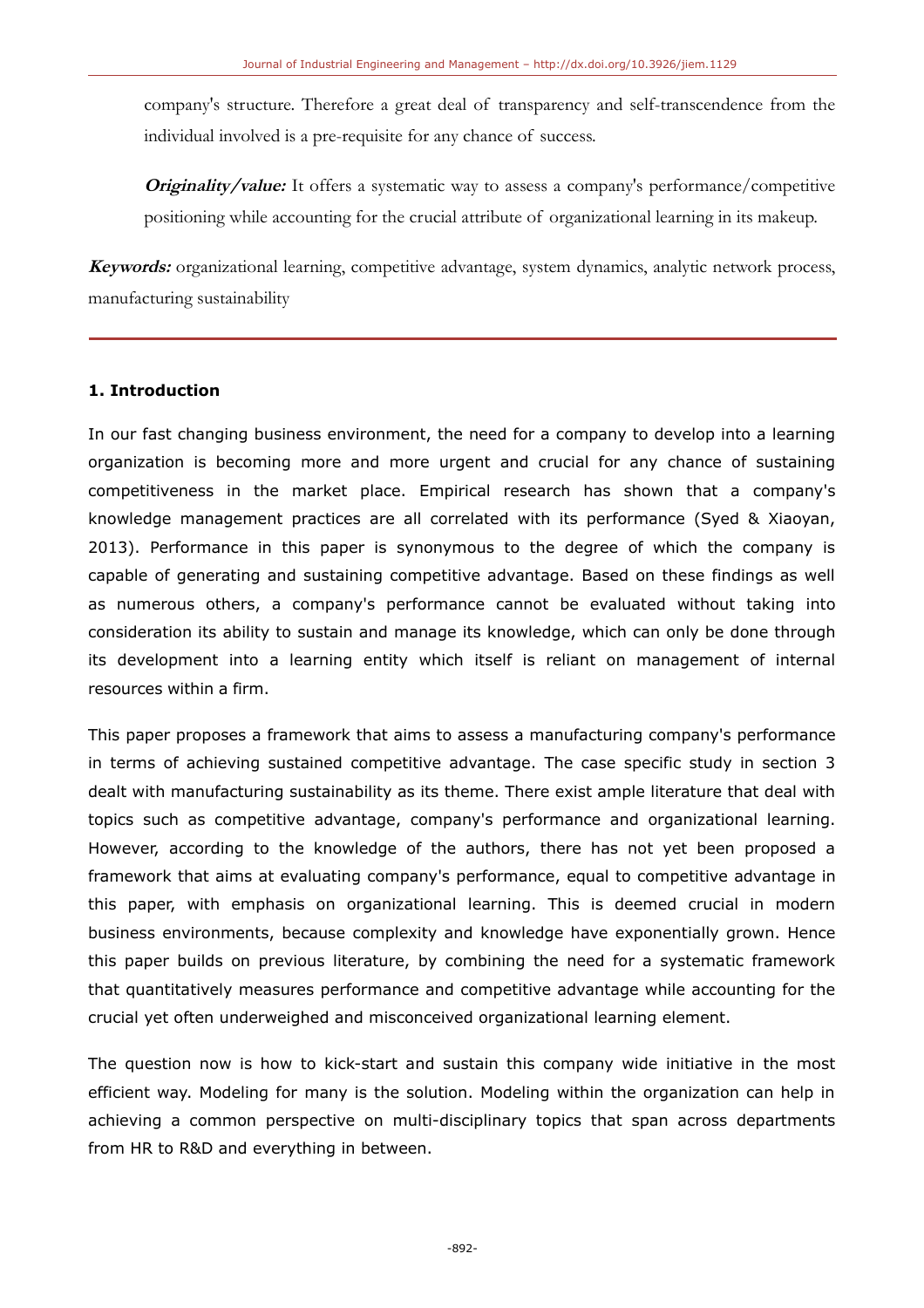company's structure. Therefore a great deal of transparency and self-transcendence from the individual involved is a pre-requisite for any chance of success.

***Originality/value:*** It offers a systematic way to assess a company's performance/competitive positioning while accounting for the crucial attribute of organizational learning in its makeup.

***Keywords:*** organizational learning, competitive advantage, system dynamics, analytic network process, manufacturing sustainability

## 1. Introduction

In our fast changing business environment, the need for a company to develop into a learning organization is becoming more and more urgent and crucial for any chance of sustaining competitiveness in the market place. Empirical research has shown that a company's knowledge management practices are all correlated with its performance (Syed & Xiaoyan, 2013). Performance in this paper is synonymous to the degree of which the company is capable of generating and sustaining competitive advantage. Based on these findings as well as numerous others, a company's performance cannot be evaluated without taking into consideration its ability to sustain and manage its knowledge, which can only be done through its development into a learning entity which itself is reliant on management of internal resources within a firm.

This paper proposes a framework that aims to assess a manufacturing company's performance in terms of achieving sustained competitive advantage. The case specific study in section 3 dealt with manufacturing sustainability as its theme. There exist ample literature that deal with topics such as competitive advantage, company's performance and organizational learning. However, according to the knowledge of the authors, there has not yet been proposed a framework that aims at evaluating company's performance, equal to competitive advantage in this paper, with emphasis on organizational learning. This is deemed crucial in modern business environments, because complexity and knowledge have exponentially grown. Hence this paper builds on previous literature, by combining the need for a systematic framework that quantitatively measures performance and competitive advantage while accounting for the crucial yet often underweighed and misconceived organizational learning element.

The question now is how to kick-start and sustain this company wide initiative in the most efficient way. Modeling for many is the solution. Modeling within the organization can help in achieving a common perspective on multi-disciplinary topics that span across departments from HR to R&D and everything in between.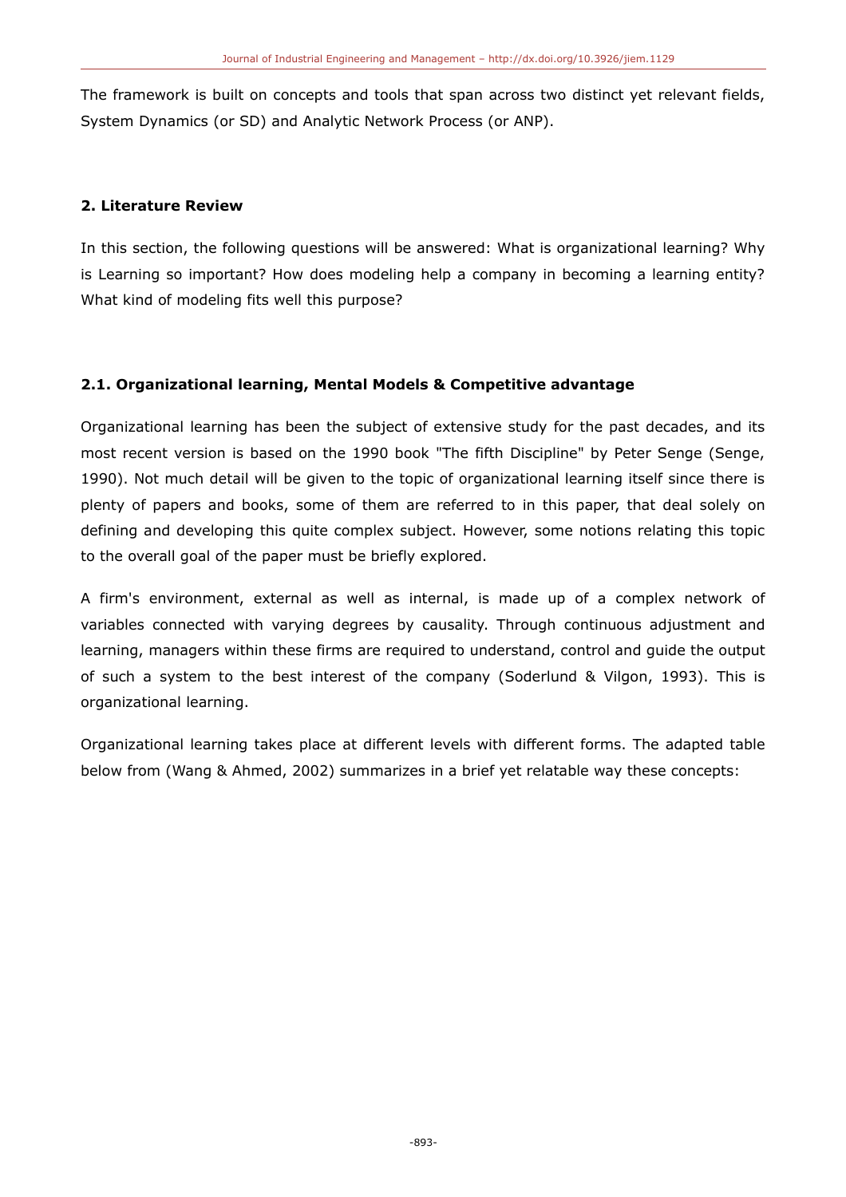The framework is built on concepts and tools that span across two distinct yet relevant fields, System Dynamics (or SD) and Analytic Network Process (or ANP).

## 2. Literature Review

In this section, the following questions will be answered: What is organizational learning? Why is Learning so important? How does modeling help a company in becoming a learning entity? What kind of modeling fits well this purpose?

### 2.1. Organizational learning, Mental Models & Competitive advantage

Organizational learning has been the subject of extensive study for the past decades, and its most recent version is based on the 1990 book "The fifth Discipline" by Peter Senge (Senge, 1990). Not much detail will be given to the topic of organizational learning itself since there is plenty of papers and books, some of them are referred to in this paper, that deal solely on defining and developing this quite complex subject. However, some notions relating this topic to the overall goal of the paper must be briefly explored.

A firm's environment, external as well as internal, is made up of a complex network of variables connected with varying degrees by causality. Through continuous adjustment and learning, managers within these firms are required to understand, control and guide the output of such a system to the best interest of the company (Soderlund & Vilgon, 1993). This is organizational learning.

Organizational learning takes place at different levels with different forms. The adapted table below from (Wang & Ahmed, 2002) summarizes in a brief yet relatable way these concepts: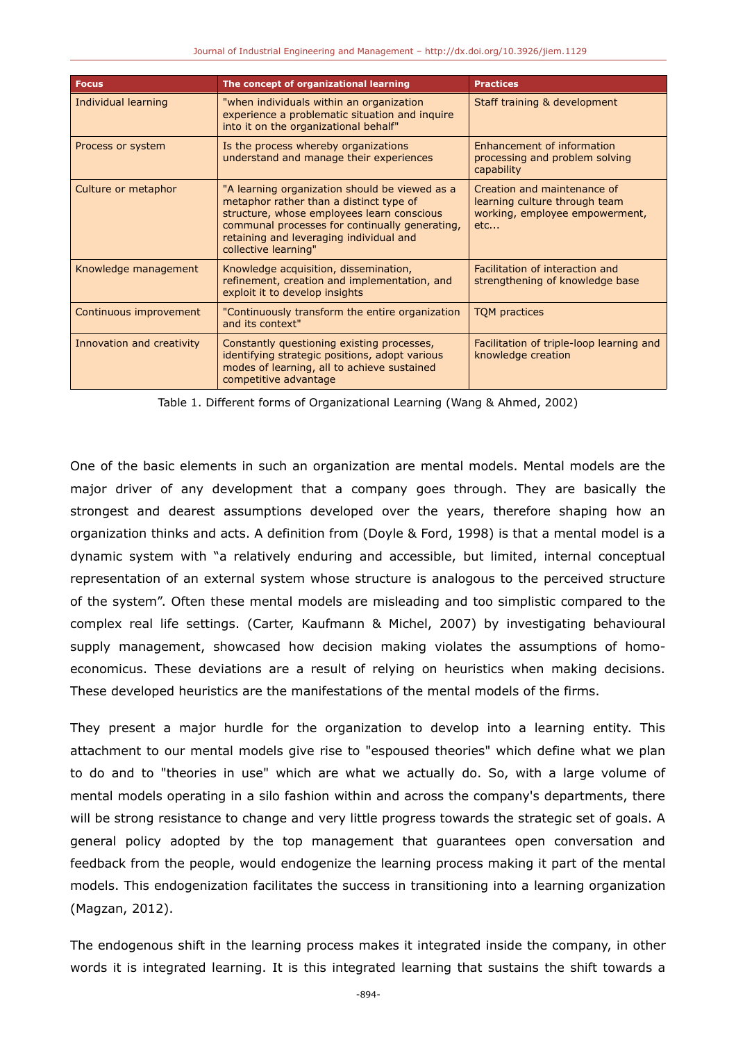| Focus | The concept of organizational learning | Practices |
| --- | --- | --- |
| Individual learning | "when individuals within an organization experience a problematic situation and inquire into it on the organizational behalf" | Staff training & development |
| Process or system | Is the process whereby organizations understand and manage their experiences | Enhancement of information processing and problem solving capability |
| Culture or metaphor | "A learning organization should be viewed as a metaphor rather than a distinct type of structure, whose employees learn conscious communal processes for continually generating, retaining and leveraging individual and collective learning" | Creation and maintenance of learning culture through team working, employee empowerment, etc... |
| Knowledge management | Knowledge acquisition, dissemination, refinement, creation and implementation, and exploit it to develop insights | Facilitation of interaction and strengthening of knowledge base |
| Continuous improvement | "Continuously transform the entire organization and its context" | TQM practices |
| Innovation and creativity | Constantly questioning existing processes, identifying strategic positions, adopt various modes of learning, all to achieve sustained competitive advantage | Facilitation of triple-loop learning and knowledge creation |

Table 1. Different forms of Organizational Learning (Wang & Ahmed, 2002)

One of the basic elements in such an organization are mental models. Mental models are the major driver of any development that a company goes through. They are basically the strongest and dearest assumptions developed over the years, therefore shaping how an organization thinks and acts. A definition from (Doyle & Ford, 1998) is that a mental model is a dynamic system with "a relatively enduring and accessible, but limited, internal conceptual representation of an external system whose structure is analogous to the perceived structure of the system". Often these mental models are misleading and too simplistic compared to the complex real life settings. (Carter, Kaufmann & Michel, 2007) by investigating behavioural supply management, showcased how decision making violates the assumptions of homo-economicus. These deviations are a result of relying on heuristics when making decisions. These developed heuristics are the manifestations of the mental models of the firms.

They present a major hurdle for the organization to develop into a learning entity. This attachment to our mental models give rise to "espoused theories" which define what we plan to do and to "theories in use" which are what we actually do. So, with a large volume of mental models operating in a silo fashion within and across the company's departments, there will be strong resistance to change and very little progress towards the strategic set of goals. A general policy adopted by the top management that guarantees open conversation and feedback from the people, would endogenize the learning process making it part of the mental models. This endogenization facilitates the success in transitioning into a learning organization (Magzan, 2012).

The endogenous shift in the learning process makes it integrated inside the company, in other words it is integrated learning. It is this integrated learning that sustains the shift towards a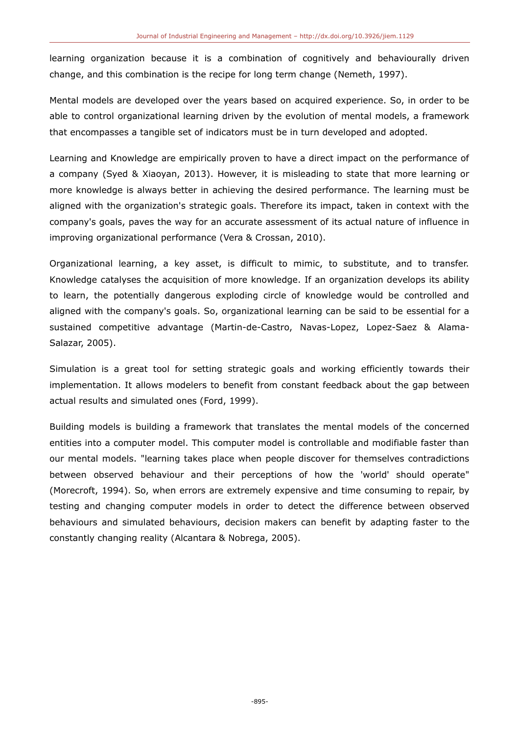learning organization because it is a combination of cognitively and behaviourally driven change, and this combination is the recipe for long term change (Nemeth, 1997).

Mental models are developed over the years based on acquired experience. So, in order to be able to control organizational learning driven by the evolution of mental models, a framework that encompasses a tangible set of indicators must be in turn developed and adopted.

Learning and Knowledge are empirically proven to have a direct impact on the performance of a company (Syed & Xiaoyan, 2013). However, it is misleading to state that more learning or more knowledge is always better in achieving the desired performance. The learning must be aligned with the organization's strategic goals. Therefore its impact, taken in context with the company's goals, paves the way for an accurate assessment of its actual nature of influence in improving organizational performance (Vera & Crossan, 2010).

Organizational learning, a key asset, is difficult to mimic, to substitute, and to transfer. Knowledge catalyses the acquisition of more knowledge. If an organization develops its ability to learn, the potentially dangerous exploding circle of knowledge would be controlled and aligned with the company's goals. So, organizational learning can be said to be essential for a sustained competitive advantage (Martin-de-Castro, Navas-Lopez, Lopez-Saez & Alama-Salazar, 2005).

Simulation is a great tool for setting strategic goals and working efficiently towards their implementation. It allows modelers to benefit from constant feedback about the gap between actual results and simulated ones (Ford, 1999).

Building models is building a framework that translates the mental models of the concerned entities into a computer model. This computer model is controllable and modifiable faster than our mental models. "learning takes place when people discover for themselves contradictions between observed behaviour and their perceptions of how the 'world' should operate" (Morecroft, 1994). So, when errors are extremely expensive and time consuming to repair, by testing and changing computer models in order to detect the difference between observed behaviours and simulated behaviours, decision makers can benefit by adapting faster to the constantly changing reality (Alcantara & Nobrega, 2005).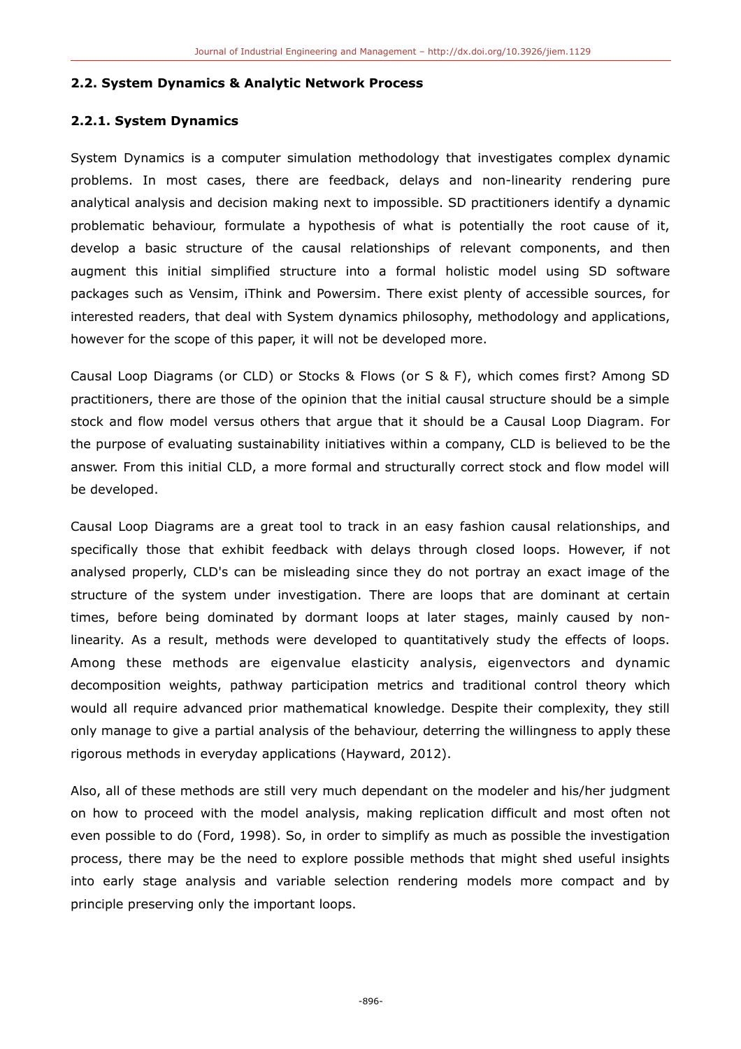### 2.2. System Dynamics & Analytic Network Process

#### 2.2.1. System Dynamics

System Dynamics is a computer simulation methodology that investigates complex dynamic problems. In most cases, there are feedback, delays and non-linearity rendering pure analytical analysis and decision making next to impossible. SD practitioners identify a dynamic problematic behaviour, formulate a hypothesis of what is potentially the root cause of it, develop a basic structure of the causal relationships of relevant components, and then augment this initial simplified structure into a formal holistic model using SD software packages such as Vensim, iThink and Powersim. There exist plenty of accessible sources, for interested readers, that deal with System dynamics philosophy, methodology and applications, however for the scope of this paper, it will not be developed more.

Causal Loop Diagrams (or CLD) or Stocks & Flows (or S & F), which comes first? Among SD practitioners, there are those of the opinion that the initial causal structure should be a simple stock and flow model versus others that argue that it should be a Causal Loop Diagram. For the purpose of evaluating sustainability initiatives within a company, CLD is believed to be the answer. From this initial CLD, a more formal and structurally correct stock and flow model will be developed.

Causal Loop Diagrams are a great tool to track in an easy fashion causal relationships, and specifically those that exhibit feedback with delays through closed loops. However, if not analysed properly, CLD's can be misleading since they do not portray an exact image of the structure of the system under investigation. There are loops that are dominant at certain times, before being dominated by dormant loops at later stages, mainly caused by non-linearity. As a result, methods were developed to quantitatively study the effects of loops. Among these methods are eigenvalue elasticity analysis, eigenvectors and dynamic decomposition weights, pathway participation metrics and traditional control theory which would all require advanced prior mathematical knowledge. Despite their complexity, they still only manage to give a partial analysis of the behaviour, deterring the willingness to apply these rigorous methods in everyday applications (Hayward, 2012).

Also, all of these methods are still very much dependant on the modeler and his/her judgment on how to proceed with the model analysis, making replication difficult and most often not even possible to do (Ford, 1998). So, in order to simplify as much as possible the investigation process, there may be the need to explore possible methods that might shed useful insights into early stage analysis and variable selection rendering models more compact and by principle preserving only the important loops.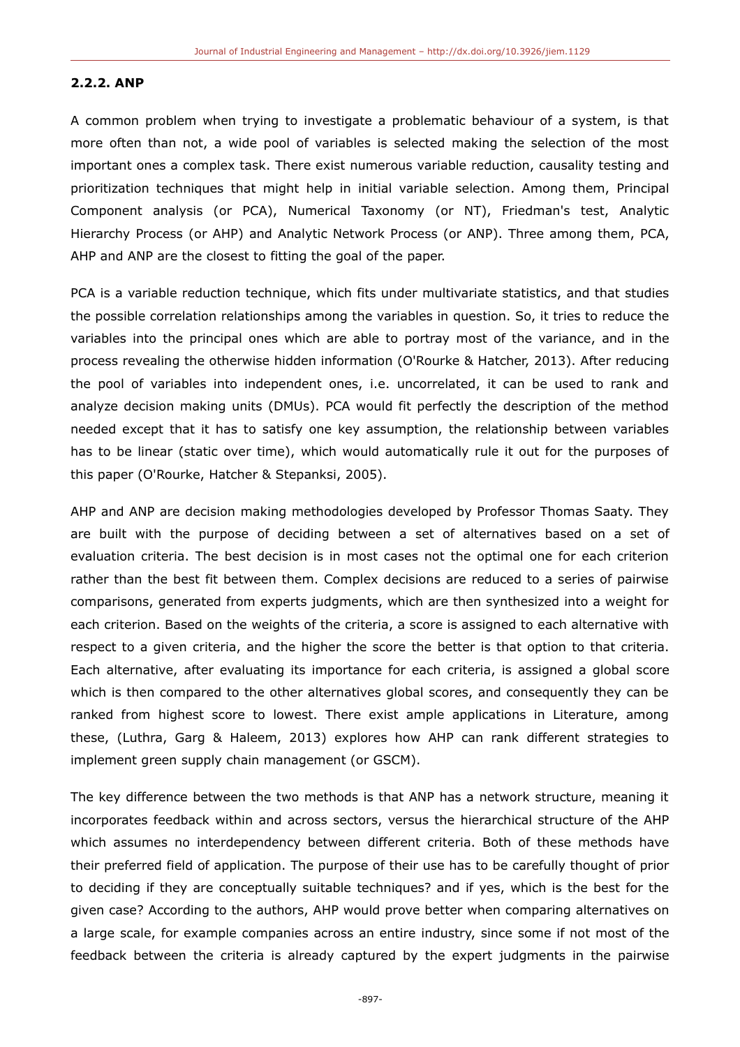### 2.2.2. ANP

A common problem when trying to investigate a problematic behaviour of a system, is that more often than not, a wide pool of variables is selected making the selection of the most important ones a complex task. There exist numerous variable reduction, causality testing and prioritization techniques that might help in initial variable selection. Among them, Principal Component analysis (or PCA), Numerical Taxonomy (or NT), Friedman's test, Analytic Hierarchy Process (or AHP) and Analytic Network Process (or ANP). Three among them, PCA, AHP and ANP are the closest to fitting the goal of the paper.

PCA is a variable reduction technique, which fits under multivariate statistics, and that studies the possible correlation relationships among the variables in question. So, it tries to reduce the variables into the principal ones which are able to portray most of the variance, and in the process revealing the otherwise hidden information (O'Rourke & Hatcher, 2013). After reducing the pool of variables into independent ones, i.e. uncorrelated, it can be used to rank and analyze decision making units (DMUs). PCA would fit perfectly the description of the method needed except that it has to satisfy one key assumption, the relationship between variables has to be linear (static over time), which would automatically rule it out for the purposes of this paper (O'Rourke, Hatcher & Stepanksi, 2005).

AHP and ANP are decision making methodologies developed by Professor Thomas Saaty. They are built with the purpose of deciding between a set of alternatives based on a set of evaluation criteria. The best decision is in most cases not the optimal one for each criterion rather than the best fit between them. Complex decisions are reduced to a series of pairwise comparisons, generated from experts judgments, which are then synthesized into a weight for each criterion. Based on the weights of the criteria, a score is assigned to each alternative with respect to a given criteria, and the higher the score the better is that option to that criteria. Each alternative, after evaluating its importance for each criteria, is assigned a global score which is then compared to the other alternatives global scores, and consequently they can be ranked from highest score to lowest. There exist ample applications in Literature, among these, (Luthra, Garg & Haleem, 2013) explores how AHP can rank different strategies to implement green supply chain management (or GSCM).

The key difference between the two methods is that ANP has a network structure, meaning it incorporates feedback within and across sectors, versus the hierarchical structure of the AHP which assumes no interdependency between different criteria. Both of these methods have their preferred field of application. The purpose of their use has to be carefully thought of prior to deciding if they are conceptually suitable techniques? and if yes, which is the best for the given case? According to the authors, AHP would prove better when comparing alternatives on a large scale, for example companies across an entire industry, since some if not most of the feedback between the criteria is already captured by the expert judgments in the pairwise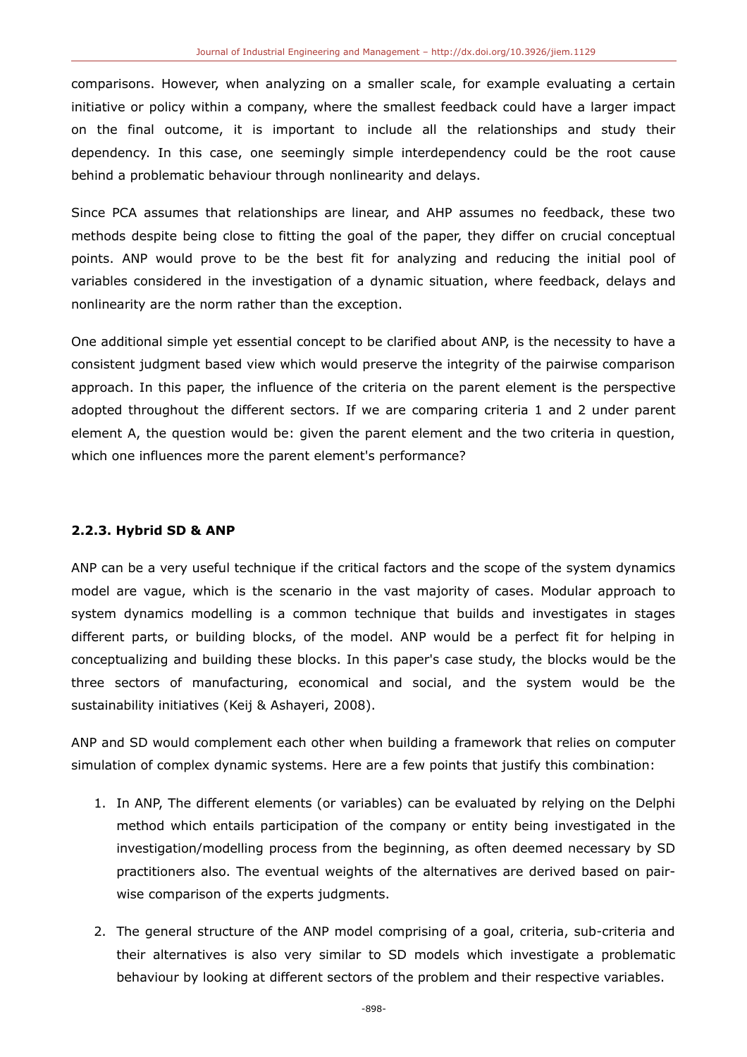comparisons. However, when analyzing on a smaller scale, for example evaluating a certain initiative or policy within a company, where the smallest feedback could have a larger impact on the final outcome, it is important to include all the relationships and study their dependency. In this case, one seemingly simple interdependency could be the root cause behind a problematic behaviour through nonlinearity and delays.

Since PCA assumes that relationships are linear, and AHP assumes no feedback, these two methods despite being close to fitting the goal of the paper, they differ on crucial conceptual points. ANP would prove to be the best fit for analyzing and reducing the initial pool of variables considered in the investigation of a dynamic situation, where feedback, delays and nonlinearity are the norm rather than the exception.

One additional simple yet essential concept to be clarified about ANP, is the necessity to have a consistent judgment based view which would preserve the integrity of the pairwise comparison approach. In this paper, the influence of the criteria on the parent element is the perspective adopted throughout the different sectors. If we are comparing criteria 1 and 2 under parent element A, the question would be: given the parent element and the two criteria in question, which one influences more the parent element's performance?

### 2.2.3. Hybrid SD & ANP

ANP can be a very useful technique if the critical factors and the scope of the system dynamics model are vague, which is the scenario in the vast majority of cases. Modular approach to system dynamics modelling is a common technique that builds and investigates in stages different parts, or building blocks, of the model. ANP would be a perfect fit for helping in conceptualizing and building these blocks. In this paper's case study, the blocks would be the three sectors of manufacturing, economical and social, and the system would be the sustainability initiatives (Keij & Ashayeri, 2008).

ANP and SD would complement each other when building a framework that relies on computer simulation of complex dynamic systems. Here are a few points that justify this combination:

1. In ANP, The different elements (or variables) can be evaluated by relying on the Delphi method which entails participation of the company or entity being investigated in the investigation/modelling process from the beginning, as often deemed necessary by SD practitioners also. The eventual weights of the alternatives are derived based on pair-wise comparison of the experts judgments.
2. The general structure of the ANP model comprising of a goal, criteria, sub-criteria and their alternatives is also very similar to SD models which investigate a problematic behaviour by looking at different sectors of the problem and their respective variables.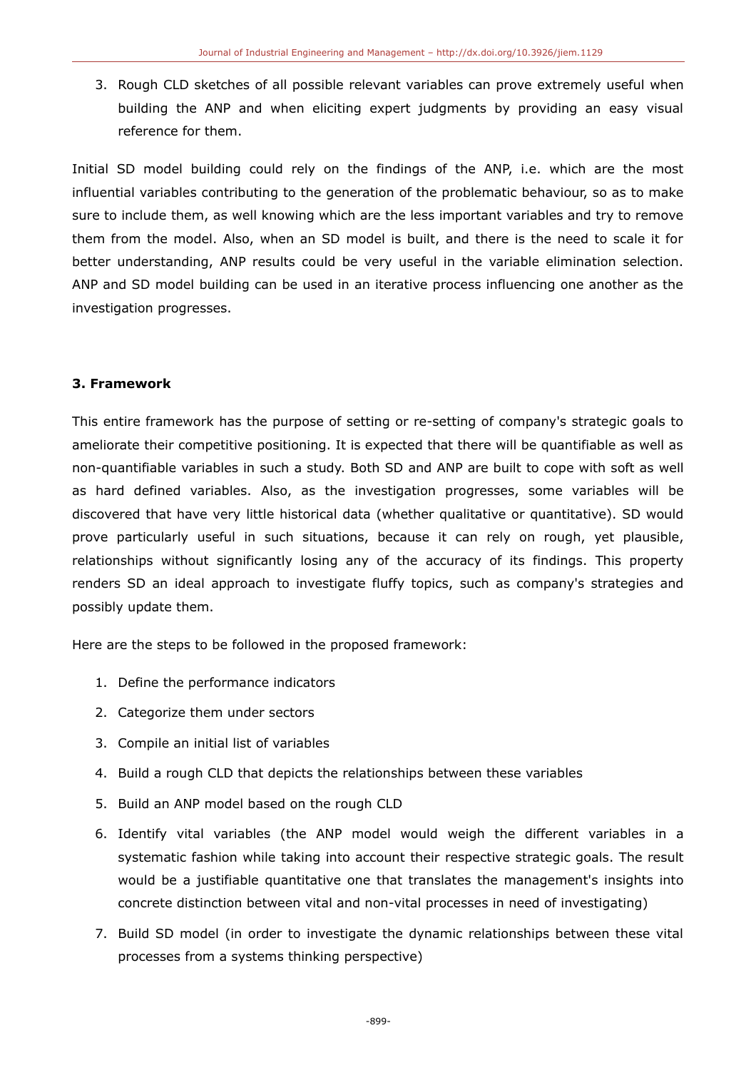3. Rough CLD sketches of all possible relevant variables can prove extremely useful when building the ANP and when eliciting expert judgments by providing an easy visual reference for them.

Initial SD model building could rely on the findings of the ANP, i.e. which are the most influential variables contributing to the generation of the problematic behaviour, so as to make sure to include them, as well knowing which are the less important variables and try to remove them from the model. Also, when an SD model is built, and there is the need to scale it for better understanding, ANP results could be very useful in the variable elimination selection. ANP and SD model building can be used in an iterative process influencing one another as the investigation progresses.

## 3. Framework

This entire framework has the purpose of setting or re-setting of company's strategic goals to ameliorate their competitive positioning. It is expected that there will be quantifiable as well as non-quantifiable variables in such a study. Both SD and ANP are built to cope with soft as well as hard defined variables. Also, as the investigation progresses, some variables will be discovered that have very little historical data (whether qualitative or quantitative). SD would prove particularly useful in such situations, because it can rely on rough, yet plausible, relationships without significantly losing any of the accuracy of its findings. This property renders SD an ideal approach to investigate fluffy topics, such as company's strategies and possibly update them.

Here are the steps to be followed in the proposed framework:

1. Define the performance indicators
2. Categorize them under sectors
3. Compile an initial list of variables
4. Build a rough CLD that depicts the relationships between these variables
5. Build an ANP model based on the rough CLD
6. Identify vital variables (the ANP model would weigh the different variables in a systematic fashion while taking into account their respective strategic goals. The result would be a justifiable quantitative one that translates the management's insights into concrete distinction between vital and non-vital processes in need of investigating)
7. Build SD model (in order to investigate the dynamic relationships between these vital processes from a systems thinking perspective)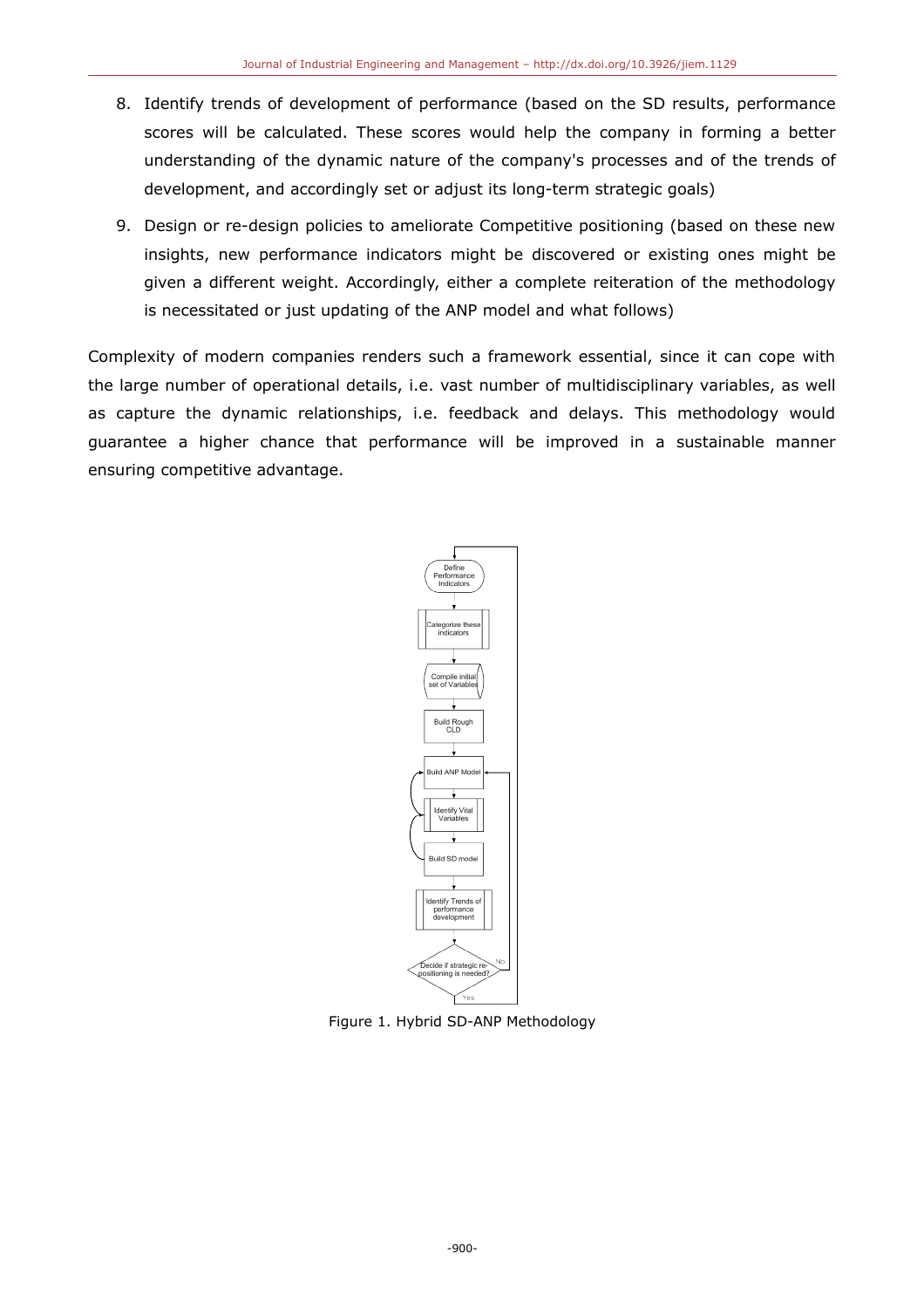8. Identify trends of development of performance (based on the SD results, performance scores will be calculated. These scores would help the company in forming a better understanding of the dynamic nature of the company's processes and of the trends of development, and accordingly set or adjust its long-term strategic goals)

9. Design or re-design policies to ameliorate Competitive positioning (based on these new insights, new performance indicators might be discovered or existing ones might be given a different weight. Accordingly, either a complete reiteration of the methodology is necessitated or just updating of the ANP model and what follows)

Complexity of modern companies renders such a framework essential, since it can cope with the large number of operational details, i.e. vast number of multidisciplinary variables, as well as capture the dynamic relationships, i.e. feedback and delays. This methodology would guarantee a higher chance that performance will be improved in a sustainable manner ensuring competitive advantage.

Define Performance Indicators

Categorize these indicators

Compile initial set of Variables

Build Rough CLD

Build ANP Model

Identify Vital Variables

Build SD model

Identify Trends of performance development

Decide if strategic re-positioning is needed?

No

Yes

Figure 1. Hybrid SD-ANP Methodology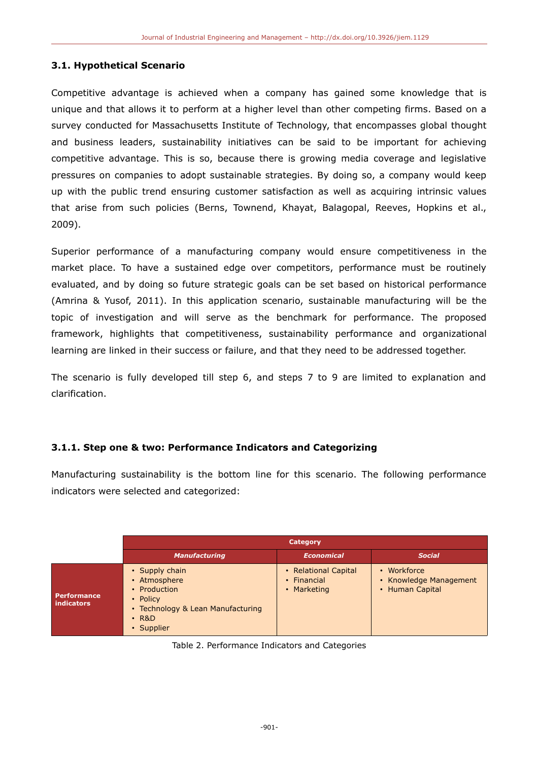### 3.1. Hypothetical Scenario

Competitive advantage is achieved when a company has gained some knowledge that is unique and that allows it to perform at a higher level than other competing firms. Based on a survey conducted for Massachusetts Institute of Technology, that encompasses global thought and business leaders, sustainability initiatives can be said to be important for achieving competitive advantage. This is so, because there is growing media coverage and legislative pressures on companies to adopt sustainable strategies. By doing so, a company would keep up with the public trend ensuring customer satisfaction as well as acquiring intrinsic values that arise from such policies (Berns, Townend, Khayat, Balagopal, Reeves, Hopkins et al., 2009).

Superior performance of a manufacturing company would ensure competitiveness in the market place. To have a sustained edge over competitors, performance must be routinely evaluated, and by doing so future strategic goals can be set based on historical performance (Amrina & Yusof, 2011). In this application scenario, sustainable manufacturing will be the topic of investigation and will serve as the benchmark for performance. The proposed framework, highlights that competitiveness, sustainability performance and organizational learning are linked in their success or failure, and that they need to be addressed together.

The scenario is fully developed till step 6, and steps 7 to 9 are limited to explanation and clarification.

#### 3.1.1. Step one & two: Performance Indicators and Categorizing

Manufacturing sustainability is the bottom line for this scenario. The following performance indicators were selected and categorized:

| | Category | | |
|---|---|---|---|
| | ***Manufacturing*** | ***Economical*** | ***Social*** |
| **Performance indicators** | • Supply chain<br>• Atmosphere<br>• Production<br>• Policy<br>• Technology & Lean Manufacturing<br>• R&D<br>• Supplier | • Relational Capital<br>• Financial<br>• Marketing | • Workforce<br>• Knowledge Management<br>• Human Capital |

Table 2. Performance Indicators and Categories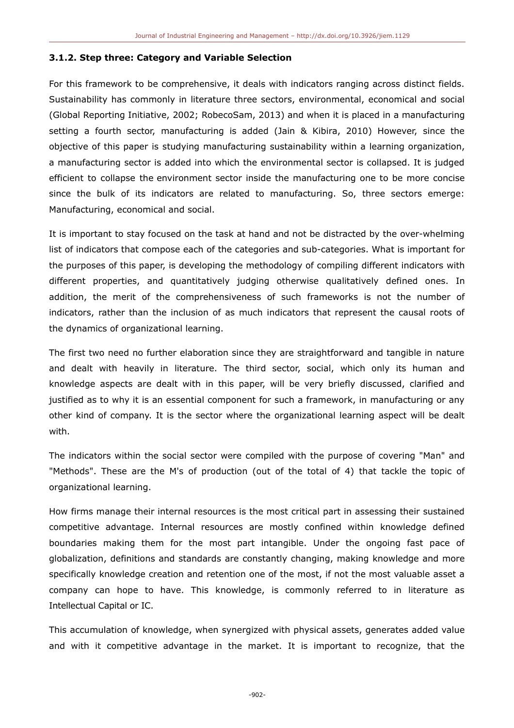### 3.1.2. Step three: Category and Variable Selection

For this framework to be comprehensive, it deals with indicators ranging across distinct fields. Sustainability has commonly in literature three sectors, environmental, economical and social (Global Reporting Initiative, 2002; RobecoSam, 2013) and when it is placed in a manufacturing setting a fourth sector, manufacturing is added (Jain & Kibira, 2010) However, since the objective of this paper is studying manufacturing sustainability within a learning organization, a manufacturing sector is added into which the environmental sector is collapsed. It is judged efficient to collapse the environment sector inside the manufacturing one to be more concise since the bulk of its indicators are related to manufacturing. So, three sectors emerge: Manufacturing, economical and social.

It is important to stay focused on the task at hand and not be distracted by the over-whelming list of indicators that compose each of the categories and sub-categories. What is important for the purposes of this paper, is developing the methodology of compiling different indicators with different properties, and quantitatively judging otherwise qualitatively defined ones. In addition, the merit of the comprehensiveness of such frameworks is not the number of indicators, rather than the inclusion of as much indicators that represent the causal roots of the dynamics of organizational learning.

The first two need no further elaboration since they are straightforward and tangible in nature and dealt with heavily in literature. The third sector, social, which only its human and knowledge aspects are dealt with in this paper, will be very briefly discussed, clarified and justified as to why it is an essential component for such a framework, in manufacturing or any other kind of company. It is the sector where the organizational learning aspect will be dealt with.

The indicators within the social sector were compiled with the purpose of covering "Man" and "Methods". These are the M's of production (out of the total of 4) that tackle the topic of organizational learning.

How firms manage their internal resources is the most critical part in assessing their sustained competitive advantage. Internal resources are mostly confined within knowledge defined boundaries making them for the most part intangible. Under the ongoing fast pace of globalization, definitions and standards are constantly changing, making knowledge and more specifically knowledge creation and retention one of the most, if not the most valuable asset a company can hope to have. This knowledge, is commonly referred to in literature as Intellectual Capital or IC.

This accumulation of knowledge, when synergized with physical assets, generates added value and with it competitive advantage in the market. It is important to recognize, that the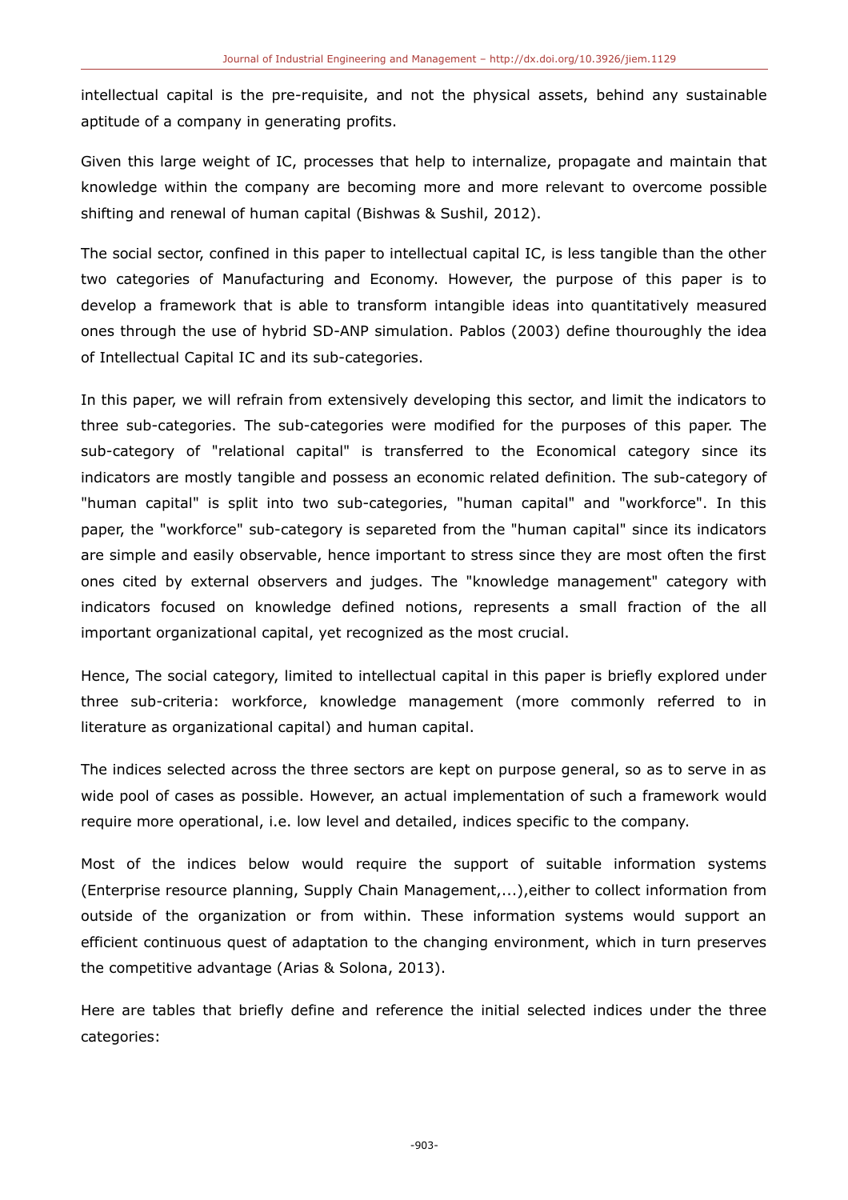intellectual capital is the pre-requisite, and not the physical assets, behind any sustainable aptitude of a company in generating profits.

Given this large weight of IC, processes that help to internalize, propagate and maintain that knowledge within the company are becoming more and more relevant to overcome possible shifting and renewal of human capital (Bishwas & Sushil, 2012).

The social sector, confined in this paper to intellectual capital IC, is less tangible than the other two categories of Manufacturing and Economy. However, the purpose of this paper is to develop a framework that is able to transform intangible ideas into quantitatively measured ones through the use of hybrid SD-ANP simulation. Pablos (2003) define thouroughly the idea of Intellectual Capital IC and its sub-categories.

In this paper, we will refrain from extensively developing this sector, and limit the indicators to three sub-categories. The sub-categories were modified for the purposes of this paper. The sub-category of "relational capital" is transferred to the Economical category since its indicators are mostly tangible and possess an economic related definition. The sub-category of "human capital" is split into two sub-categories, "human capital" and "workforce". In this paper, the "workforce" sub-category is separeted from the "human capital" since its indicators are simple and easily observable, hence important to stress since they are most often the first ones cited by external observers and judges. The "knowledge management" category with indicators focused on knowledge defined notions, represents a small fraction of the all important organizational capital, yet recognized as the most crucial.

Hence, The social category, limited to intellectual capital in this paper is briefly explored under three sub-criteria: workforce, knowledge management (more commonly referred to in literature as organizational capital) and human capital.

The indices selected across the three sectors are kept on purpose general, so as to serve in as wide pool of cases as possible. However, an actual implementation of such a framework would require more operational, i.e. low level and detailed, indices specific to the company.

Most of the indices below would require the support of suitable information systems (Enterprise resource planning, Supply Chain Management,...),either to collect information from outside of the organization or from within. These information systems would support an efficient continuous quest of adaptation to the changing environment, which in turn preserves the competitive advantage (Arias & Solona, 2013).

Here are tables that briefly define and reference the initial selected indices under the three categories: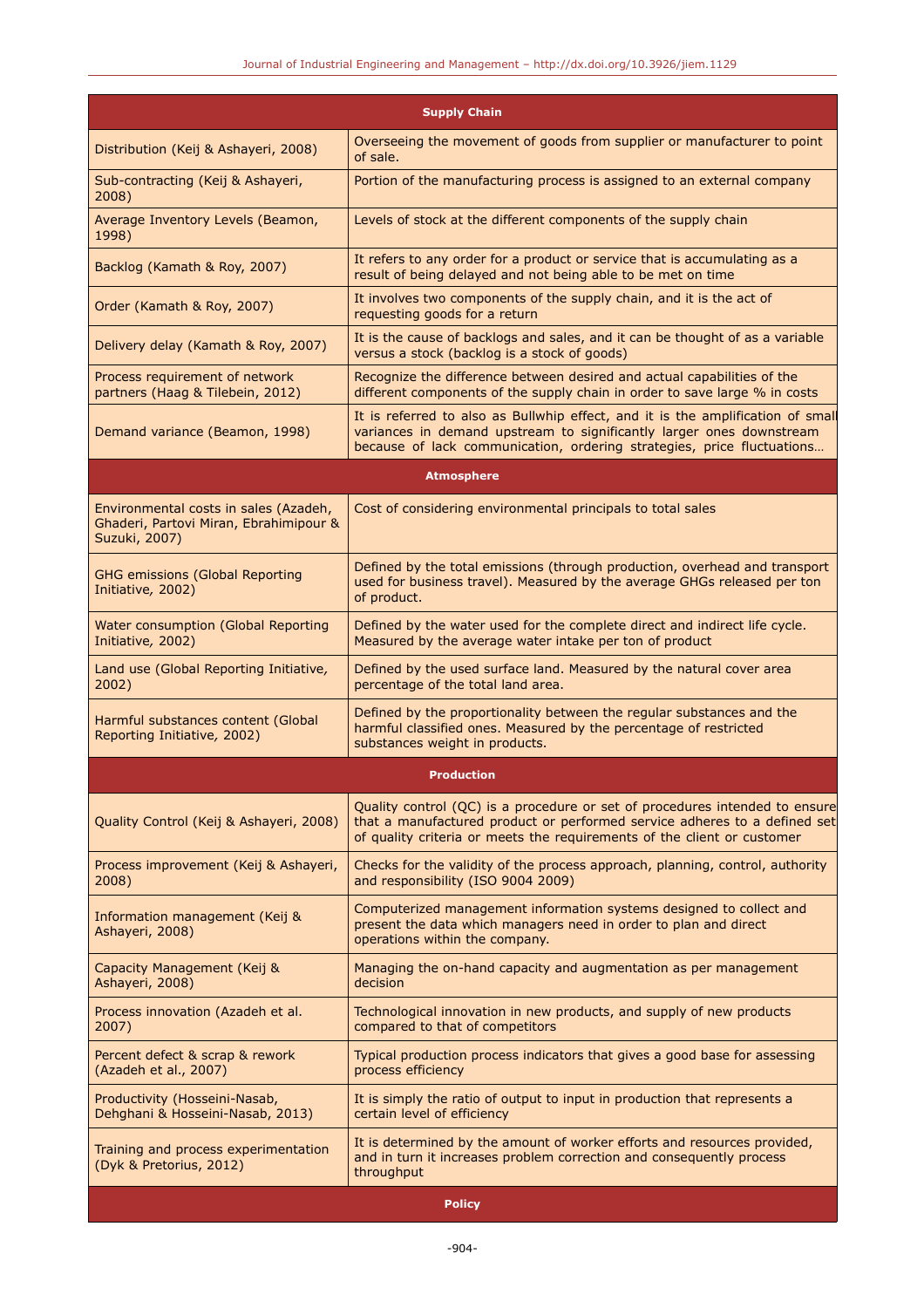| | |
|---|---|
| **Supply Chain** | |
| Distribution (Keij & Ashayeri, 2008) | Overseeing the movement of goods from supplier or manufacturer to point of sale. |
| Sub-contracting (Keij & Ashayeri, 2008) | Portion of the manufacturing process is assigned to an external company |
| Average Inventory Levels (Beamon, 1998) | Levels of stock at the different components of the supply chain |
| Backlog (Kamath & Roy, 2007) | It refers to any order for a product or service that is accumulating as a result of being delayed and not being able to be met on time |
| Order (Kamath & Roy, 2007) | It involves two components of the supply chain, and it is the act of requesting goods for a return |
| Delivery delay (Kamath & Roy, 2007) | It is the cause of backlogs and sales, and it can be thought of as a variable versus a stock (backlog is a stock of goods) |
| Process requirement of network partners (Haag & Tilebein, 2012) | Recognize the difference between desired and actual capabilities of the different components of the supply chain in order to save large % in costs |
| Demand variance (Beamon, 1998) | It is referred to also as Bullwhip effect, and it is the amplification of small variances in demand upstream to significantly larger ones downstream because of lack communication, ordering strategies, price fluctuations… |
| **Atmosphere** | |
| Environmental costs in sales (Azadeh, Ghaderi, Partovi Miran, Ebrahimipour & Suzuki, 2007) | Cost of considering environmental principals to total sales |
| GHG emissions (Global Reporting Initiative, 2002) | Defined by the total emissions (through production, overhead and transport used for business travel). Measured by the average GHGs released per ton of product. |
| Water consumption (Global Reporting Initiative, 2002) | Defined by the water used for the complete direct and indirect life cycle. Measured by the average water intake per ton of product |
| Land use (Global Reporting Initiative, 2002) | Defined by the used surface land. Measured by the natural cover area percentage of the total land area. |
| Harmful substances content (Global Reporting Initiative, 2002) | Defined by the proportionality between the regular substances and the harmful classified ones. Measured by the percentage of restricted substances weight in products. |
| **Production** | |
| Quality Control (Keij & Ashayeri, 2008) | Quality control (QC) is a procedure or set of procedures intended to ensure that a manufactured product or performed service adheres to a defined set of quality criteria or meets the requirements of the client or customer |
| Process improvement (Keij & Ashayeri, 2008) | Checks for the validity of the process approach, planning, control, authority and responsibility (ISO 9004 2009) |
| Information management (Keij & Ashayeri, 2008) | Computerized management information systems designed to collect and present the data which managers need in order to plan and direct operations within the company. |
| Capacity Management (Keij & Ashayeri, 2008) | Managing the on-hand capacity and augmentation as per management decision |
| Process innovation (Azadeh et al. 2007) | Technological innovation in new products, and supply of new products compared to that of competitors |
| Percent defect & scrap & rework (Azadeh et al., 2007) | Typical production process indicators that gives a good base for assessing process efficiency |
| Productivity (Hosseini-Nasab, Dehghani & Hosseini-Nasab, 2013) | It is simply the ratio of output to input in production that represents a certain level of efficiency |
| Training and process experimentation (Dyk & Pretorius, 2012) | It is determined by the amount of worker efforts and resources provided, and in turn it increases problem correction and consequently process throughput |
| **Policy** | |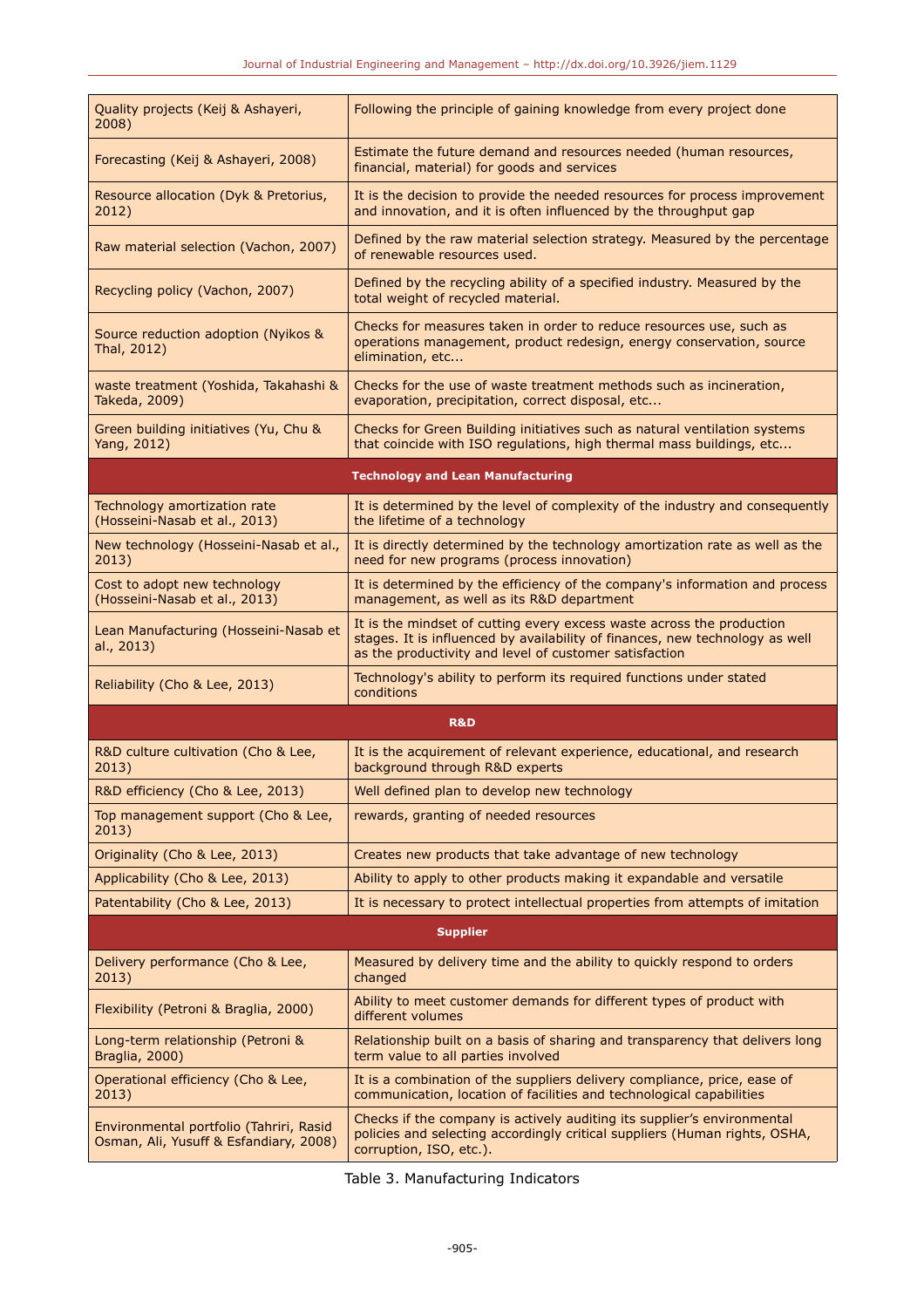| | |
|---|---|
| Quality projects (Keij & Ashayeri, 2008) | Following the principle of gaining knowledge from every project done |
| Forecasting (Keij & Ashayeri, 2008) | Estimate the future demand and resources needed (human resources, financial, material) for goods and services |
| Resource allocation (Dyk & Pretorius, 2012) | It is the decision to provide the needed resources for process improvement and innovation, and it is often influenced by the throughput gap |
| Raw material selection (Vachon, 2007) | Defined by the raw material selection strategy. Measured by the percentage of renewable resources used. |
| Recycling policy (Vachon, 2007) | Defined by the recycling ability of a specified industry. Measured by the total weight of recycled material. |
| Source reduction adoption (Nyikos & Thal, 2012) | Checks for measures taken in order to reduce resources use, such as operations management, product redesign, energy conservation, source elimination, etc... |
| waste treatment (Yoshida, Takahashi & Takeda, 2009) | Checks for the use of waste treatment methods such as incineration, evaporation, precipitation, correct disposal, etc... |
| Green building initiatives (Yu, Chu & Yang, 2012) | Checks for Green Building initiatives such as natural ventilation systems that coincide with ISO regulations, high thermal mass buildings, etc... |
| **Technology and Lean Manufacturing** | |
| Technology amortization rate (Hosseini-Nasab et al., 2013) | It is determined by the level of complexity of the industry and consequently the lifetime of a technology |
| New technology (Hosseini-Nasab et al., 2013) | It is directly determined by the technology amortization rate as well as the need for new programs (process innovation) |
| Cost to adopt new technology (Hosseini-Nasab et al., 2013) | It is determined by the efficiency of the company's information and process management, as well as its R&D department |
| Lean Manufacturing (Hosseini-Nasab et al., 2013) | It is the mindset of cutting every excess waste across the production stages. It is influenced by availability of finances, new technology as well as the productivity and level of customer satisfaction |
| Reliability (Cho & Lee, 2013) | Technology's ability to perform its required functions under stated conditions |
| **R&D** | |
| R&D culture cultivation (Cho & Lee, 2013) | It is the acquirement of relevant experience, educational, and research background through R&D experts |
| R&D efficiency (Cho & Lee, 2013) | Well defined plan to develop new technology |
| Top management support (Cho & Lee, 2013) | rewards, granting of needed resources |
| Originality (Cho & Lee, 2013) | Creates new products that take advantage of new technology |
| Applicability (Cho & Lee, 2013) | Ability to apply to other products making it expandable and versatile |
| Patentability (Cho & Lee, 2013) | It is necessary to protect intellectual properties from attempts of imitation |
| **Supplier** | |
| Delivery performance (Cho & Lee, 2013) | Measured by delivery time and the ability to quickly respond to orders changed |
| Flexibility (Petroni & Braglia, 2000) | Ability to meet customer demands for different types of product with different volumes |
| Long-term relationship (Petroni & Braglia, 2000) | Relationship built on a basis of sharing and transparency that delivers long term value to all parties involved |
| Operational efficiency (Cho & Lee, 2013) | It is a combination of the suppliers delivery compliance, price, ease of communication, location of facilities and technological capabilities |
| Environmental portfolio (Tahriri, Rasid Osman, Ali, Yusuff & Esfandiary, 2008) | Checks if the company is actively auditing its supplier's environmental policies and selecting accordingly critical suppliers (Human rights, OSHA, corruption, ISO, etc.). |

Table 3. Manufacturing Indicators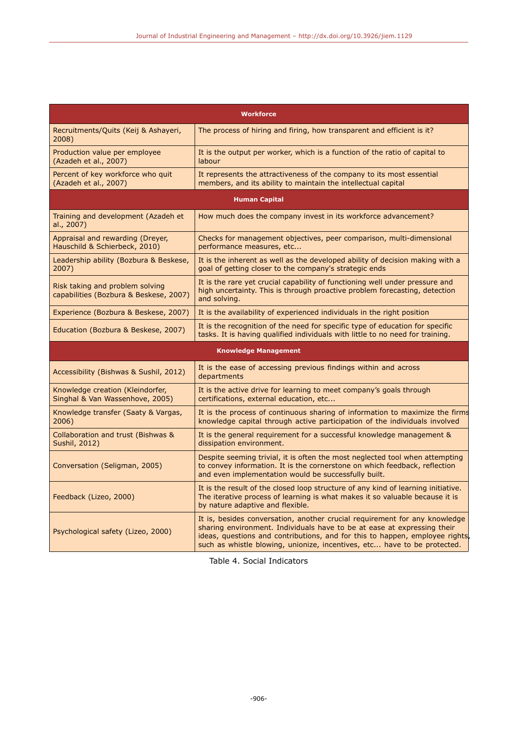| Workforce | |
|---|---|
| Recruitments/Quits (Keij & Ashayeri, 2008) | The process of hiring and firing, how transparent and efficient is it? |
| Production value per employee (Azadeh et al., 2007) | It is the output per worker, which is a function of the ratio of capital to labour |
| Percent of key workforce who quit (Azadeh et al., 2007) | It represents the attractiveness of the company to its most essential members, and its ability to maintain the intellectual capital |
| **Human Capital** | |
| Training and development (Azadeh et al., 2007) | How much does the company invest in its workforce advancement? |
| Appraisal and rewarding (Dreyer, Hauschild & Schierbeck, 2010) | Checks for management objectives, peer comparison, multi-dimensional performance measures, etc... |
| Leadership ability (Bozbura & Beskese, 2007) | It is the inherent as well as the developed ability of decision making with a goal of getting closer to the company's strategic ends |
| Risk taking and problem solving capabilities (Bozbura & Beskese, 2007) | It is the rare yet crucial capability of functioning well under pressure and high uncertainty. This is through proactive problem forecasting, detection and solving. |
| Experience (Bozbura & Beskese, 2007) | It is the availability of experienced individuals in the right position |
| Education (Bozbura & Beskese, 2007) | It is the recognition of the need for specific type of education for specific tasks. It is having qualified individuals with little to no need for training. |
| **Knowledge Management** | |
| Accessibility (Bishwas & Sushil, 2012) | It is the ease of accessing previous findings within and across departments |
| Knowledge creation (Kleindorfer, Singhal & Van Wassenhove, 2005) | It is the active drive for learning to meet company's goals through certifications, external education, etc... |
| Knowledge transfer (Saaty & Vargas, 2006) | It is the process of continuous sharing of information to maximize the firms knowledge capital through active participation of the individuals involved |
| Collaboration and trust (Bishwas & Sushil, 2012) | It is the general requirement for a successful knowledge management & dissipation environment. |
| Conversation (Seligman, 2005) | Despite seeming trivial, it is often the most neglected tool when attempting to convey information. It is the cornerstone on which feedback, reflection and even implementation would be successfully built. |
| Feedback (Lizeo, 2000) | It is the result of the closed loop structure of any kind of learning initiative. The iterative process of learning is what makes it so valuable because it is by nature adaptive and flexible. |
| Psychological safety (Lizeo, 2000) | It is, besides conversation, another crucial requirement for any knowledge sharing environment. Individuals have to be at ease at expressing their ideas, questions and contributions, and for this to happen, employee rights, such as whistle blowing, unionize, incentives, etc... have to be protected. |

Table 4. Social Indicators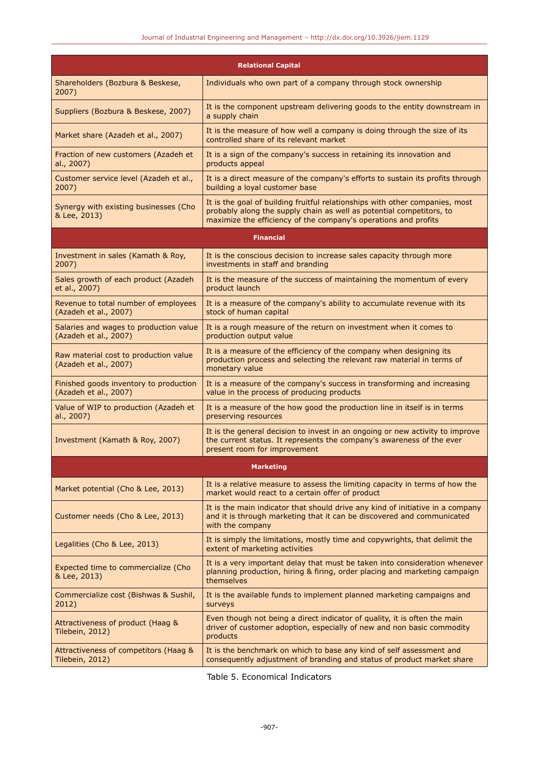| | |
|---|---|
| **Relational Capital** | |
| Shareholders (Bozbura & Beskese, 2007) | Individuals who own part of a company through stock ownership |
| Suppliers (Bozbura & Beskese, 2007) | It is the component upstream delivering goods to the entity downstream in a supply chain |
| Market share (Azadeh et al., 2007) | It is the measure of how well a company is doing through the size of its controlled share of its relevant market |
| Fraction of new customers (Azadeh et al., 2007) | It is a sign of the company's success in retaining its innovation and products appeal |
| Customer service level (Azadeh et al., 2007) | It is a direct measure of the company's efforts to sustain its profits through building a loyal customer base |
| Synergy with existing businesses (Cho & Lee, 2013) | It is the goal of building fruitful relationships with other companies, most probably along the supply chain as well as potential competitors, to maximize the efficiency of the company's operations and profits |
| **Financial** | |
| Investment in sales (Kamath & Roy, 2007) | It is the conscious decision to increase sales capacity through more investments in staff and branding |
| Sales growth of each product (Azadeh et al., 2007) | It is the measure of the success of maintaining the momentum of every product launch |
| Revenue to total number of employees (Azadeh et al., 2007) | It is a measure of the company's ability to accumulate revenue with its stock of human capital |
| Salaries and wages to production value (Azadeh et al., 2007) | It is a rough measure of the return on investment when it comes to production output value |
| Raw material cost to production value (Azadeh et al., 2007) | It is a measure of the efficiency of the company when designing its production process and selecting the relevant raw material in terms of monetary value |
| Finished goods inventory to production (Azadeh et al., 2007) | It is a measure of the company's success in transforming and increasing value in the process of producing products |
| Value of WIP to production (Azadeh et al., 2007) | It is a measure of the how good the production line in itself is in terms preserving resources |
| Investment (Kamath & Roy, 2007) | It is the general decision to invest in an ongoing or new activity to improve the current status. It represents the company's awareness of the ever present room for improvement |
| **Marketing** | |
| Market potential (Cho & Lee, 2013) | It is a relative measure to assess the limiting capacity in terms of how the market would react to a certain offer of product |
| Customer needs (Cho & Lee, 2013) | It is the main indicator that should drive any kind of initiative in a company and it is through marketing that it can be discovered and communicated with the company |
| Legalities (Cho & Lee, 2013) | It is simply the limitations, mostly time and copywrights, that delimit the extent of marketing activities |
| Expected time to commercialize (Cho & Lee, 2013) | It is a very important delay that must be taken into consideration whenever planning production, hiring & firing, order placing and marketing campaign themselves |
| Commercialize cost (Bishwas & Sushil, 2012) | It is the available funds to implement planned marketing campaigns and surveys |
| Attractiveness of product (Haag & Tilebein, 2012) | Even though not being a direct indicator of quality, it is often the main driver of customer adoption, especially of new and non basic commodity products |
| Attractiveness of competitors (Haag & Tilebein, 2012) | It is the benchmark on which to base any kind of self assessment and consequently adjustment of branding and status of product market share |

Table 5. Economical Indicators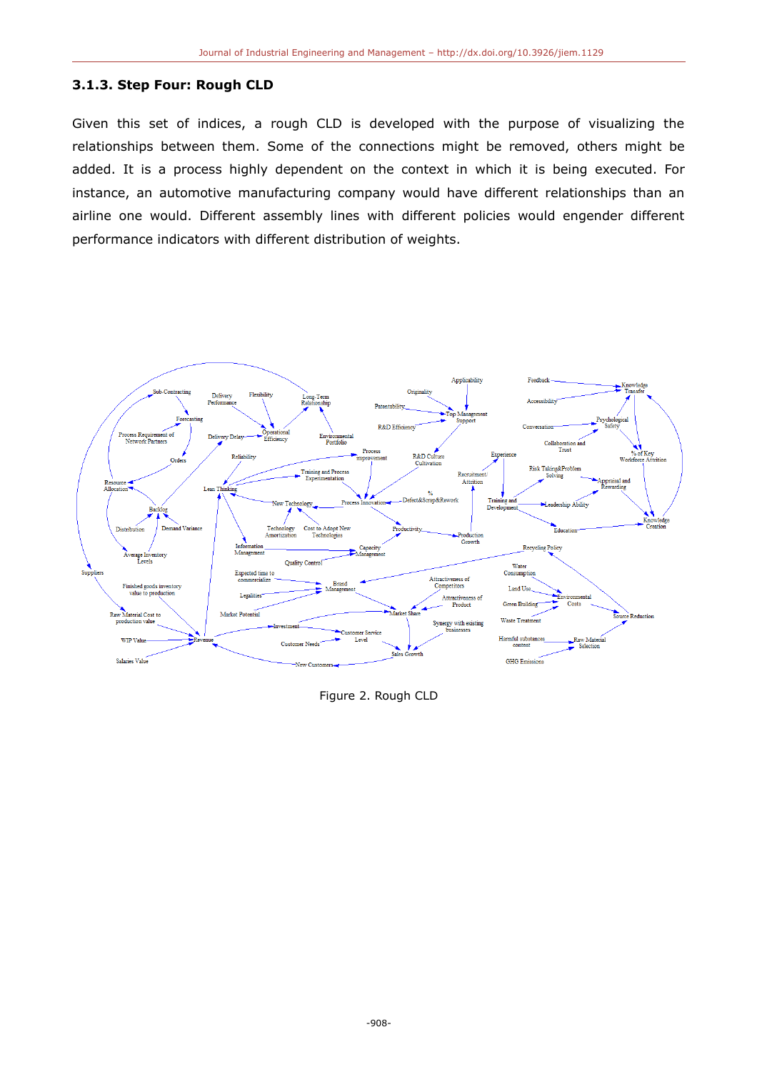### 3.1.3. Step Four: Rough CLD

Given this set of indices, a rough CLD is developed with the purpose of visualizing the relationships between them. Some of the connections might be removed, others might be added. It is a process highly dependent on the context in which it is being executed. For instance, an automotive manufacturing company would have different relationships than an airline one would. Different assembly lines with different policies would engender different performance indicators with different distribution of weights.

Sub-Contracting
Delivery Performance
Flexibility
Long-Term Relationship
Originality
Applicability
Feedback
Knowledge Transfer
Forecasting
Patentability
Top Management Support
Accessibility
Process Requirement of Network Partners
Delivery Delay
Operational Efficiency
Environmental Portfolio
R&D Efficiency
Conversation
Psychological Safety
Collaboration and Trust
Orders
Reliability
Process improvement
R&D Culture Cultivation
Experience
% of Key Workforce Attrition
Resource Allocation
Training and Process Experimentation
Recruitment/ Attrition
Risk Taking&Problem Solving
Appraisal and Rewarding
Lean Thinking
% Defect&Scrap&Rework
New Technology
Process Innovation
Training and Development
Leadership Ability
Knowledge Creation
Backlog
Distribution
Demand Variance
Technology Amortization
Cost to Adopt New Technologies
Productivity
Production Growth
Education
Average Inventory Levels
Information Management
Capacity Management
Recycling Policy
Quality Control
Suppliers
Expected time to commercialize
Water Consumption
Brand Management
Attractiveness of Competitors
Finished goods inventory value to production
Legalities
Land Use
Attractiveness of Product
Environmental Costs
Green Building
Market Potential
Market Share
Source Reduction
Raw Material Cost to production value
Synergy with existing businesses
Waste Treatment
Investment
Customer Service Level
Harmful substances content
Raw Material Selection
WIP Value
Revenue
Customer Needs
Sales Growth
Salaries Value
New Customers
GHG Emissions

Figure 2. Rough CLD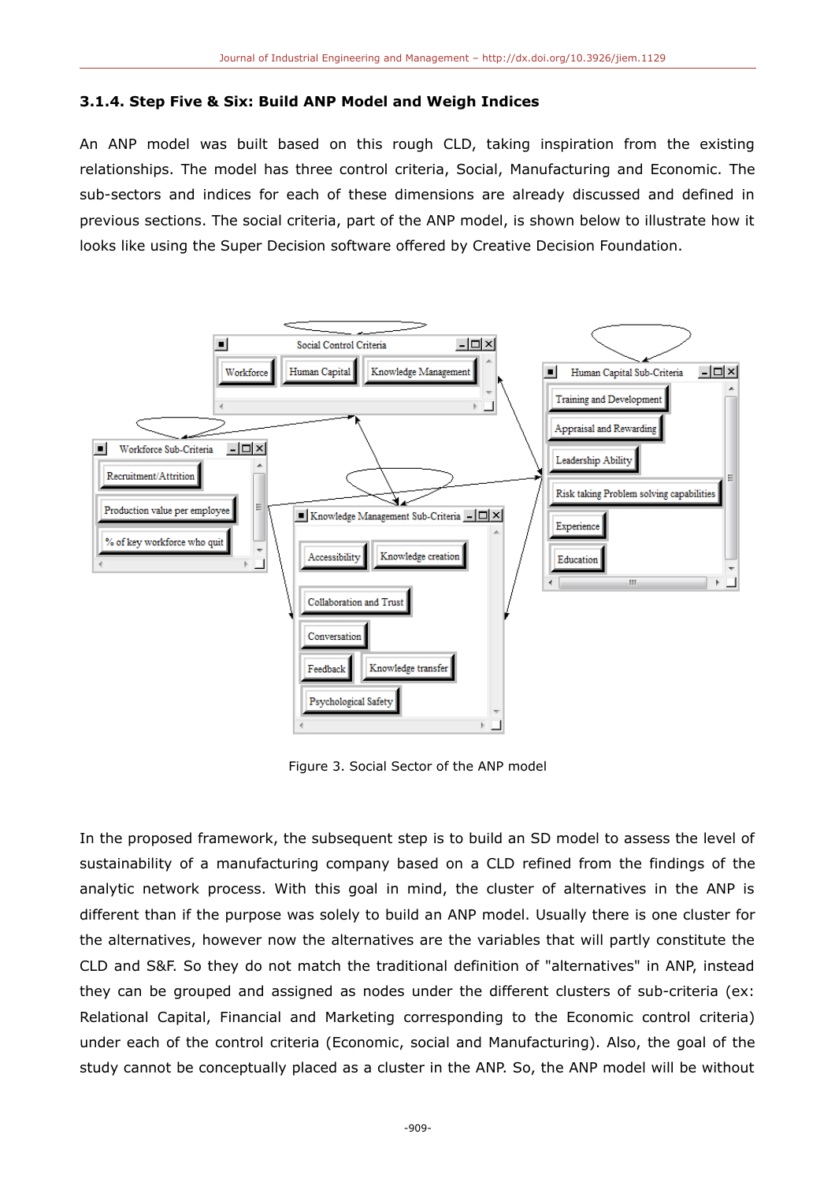### 3.1.4. Step Five & Six: Build ANP Model and Weigh Indices

An ANP model was built based on this rough CLD, taking inspiration from the existing relationships. The model has three control criteria, Social, Manufacturing and Economic. The sub-sectors and indices for each of these dimensions are already discussed and defined in previous sections. The social criteria, part of the ANP model, is shown below to illustrate how it looks like using the Super Decision software offered by Creative Decision Foundation.

Social Control Criteria
Workforce
Human Capital
Knowledge Management

Human Capital Sub-Criteria
Training and Development
Appraisal and Rewarding
Leadership Ability
Risk taking Problem solving capabilities
Experience
Education

Workforce Sub-Criteria
Recruitment/Attrition
Production value per employee
% of key workforce who quit

Knowledge Management Sub-Criteria
Accessibility
Knowledge creation
Collaboration and Trust
Conversation
Feedback
Knowledge transfer
Psychological Safety

Figure 3. Social Sector of the ANP model

In the proposed framework, the subsequent step is to build an SD model to assess the level of sustainability of a manufacturing company based on a CLD refined from the findings of the analytic network process. With this goal in mind, the cluster of alternatives in the ANP is different than if the purpose was solely to build an ANP model. Usually there is one cluster for the alternatives, however now the alternatives are the variables that will partly constitute the CLD and S&F. So they do not match the traditional definition of "alternatives" in ANP, instead they can be grouped and assigned as nodes under the different clusters of sub-criteria (ex: Relational Capital, Financial and Marketing corresponding to the Economic control criteria) under each of the control criteria (Economic, social and Manufacturing). Also, the goal of the study cannot be conceptually placed as a cluster in the ANP. So, the ANP model will be without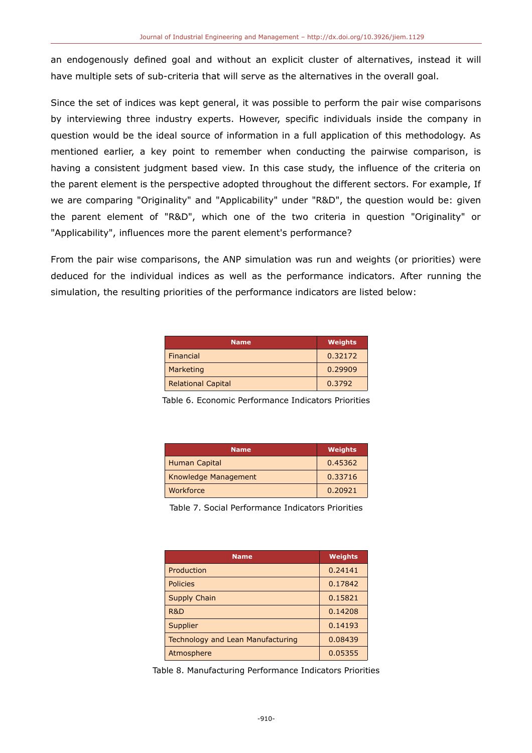an endogenously defined goal and without an explicit cluster of alternatives, instead it will have multiple sets of sub-criteria that will serve as the alternatives in the overall goal.

Since the set of indices was kept general, it was possible to perform the pair wise comparisons by interviewing three industry experts. However, specific individuals inside the company in question would be the ideal source of information in a full application of this methodology. As mentioned earlier, a key point to remember when conducting the pairwise comparison, is having a consistent judgment based view. In this case study, the influence of the criteria on the parent element is the perspective adopted throughout the different sectors. For example, If we are comparing "Originality" and "Applicability" under "R&D", the question would be: given the parent element of "R&D", which one of the two criteria in question "Originality" or "Applicability", influences more the parent element's performance?

From the pair wise comparisons, the ANP simulation was run and weights (or priorities) were deduced for the individual indices as well as the performance indicators. After running the simulation, the resulting priorities of the performance indicators are listed below:

| Name | Weights |
|---|---|
| Financial | 0.32172 |
| Marketing | 0.29909 |
| Relational Capital | 0.3792 |

Table 6. Economic Performance Indicators Priorities

| Name | Weights |
|---|---|
| Human Capital | 0.45362 |
| Knowledge Management | 0.33716 |
| Workforce | 0.20921 |

Table 7. Social Performance Indicators Priorities

| Name | Weights |
|---|---|
| Production | 0.24141 |
| Policies | 0.17842 |
| Supply Chain | 0.15821 |
| R&D | 0.14208 |
| Supplier | 0.14193 |
| Technology and Lean Manufacturing | 0.08439 |
| Atmosphere | 0.05355 |

Table 8. Manufacturing Performance Indicators Priorities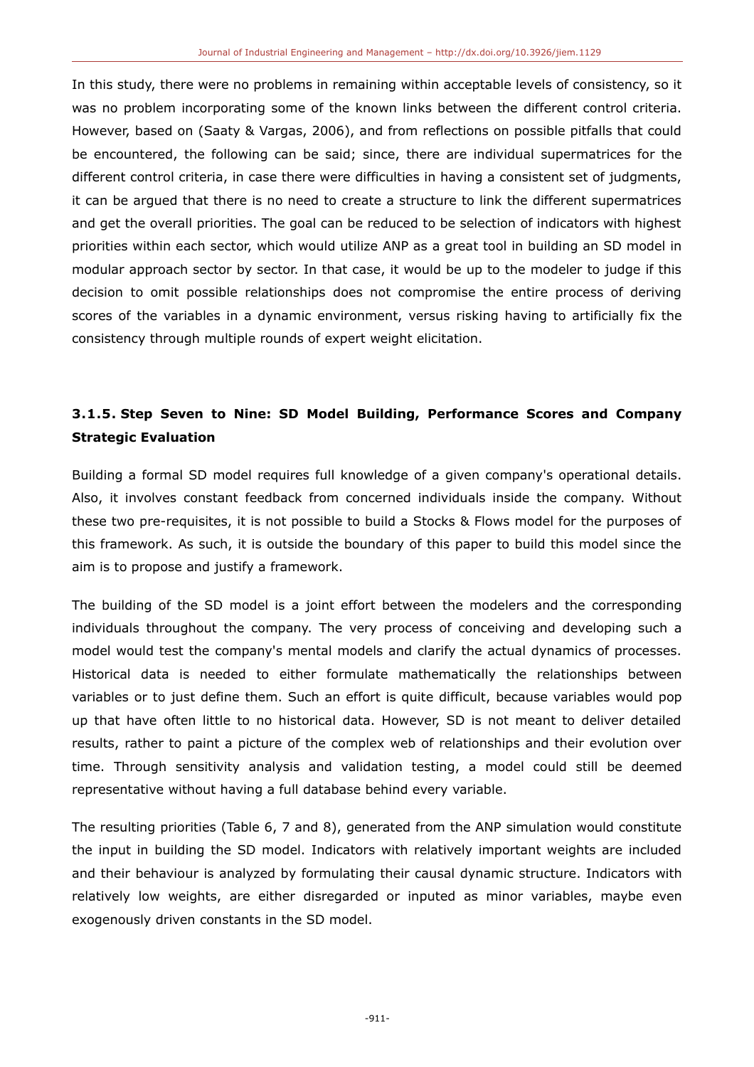In this study, there were no problems in remaining within acceptable levels of consistency, so it was no problem incorporating some of the known links between the different control criteria. However, based on (Saaty & Vargas, 2006), and from reflections on possible pitfalls that could be encountered, the following can be said; since, there are individual supermatrices for the different control criteria, in case there were difficulties in having a consistent set of judgments, it can be argued that there is no need to create a structure to link the different supermatrices and get the overall priorities. The goal can be reduced to be selection of indicators with highest priorities within each sector, which would utilize ANP as a great tool in building an SD model in modular approach sector by sector. In that case, it would be up to the modeler to judge if this decision to omit possible relationships does not compromise the entire process of deriving scores of the variables in a dynamic environment, versus risking having to artificially fix the consistency through multiple rounds of expert weight elicitation.

### 3.1.5. Step Seven to Nine: SD Model Building, Performance Scores and Company Strategic Evaluation

Building a formal SD model requires full knowledge of a given company's operational details. Also, it involves constant feedback from concerned individuals inside the company. Without these two pre-requisites, it is not possible to build a Stocks & Flows model for the purposes of this framework. As such, it is outside the boundary of this paper to build this model since the aim is to propose and justify a framework.

The building of the SD model is a joint effort between the modelers and the corresponding individuals throughout the company. The very process of conceiving and developing such a model would test the company's mental models and clarify the actual dynamics of processes. Historical data is needed to either formulate mathematically the relationships between variables or to just define them. Such an effort is quite difficult, because variables would pop up that have often little to no historical data. However, SD is not meant to deliver detailed results, rather to paint a picture of the complex web of relationships and their evolution over time. Through sensitivity analysis and validation testing, a model could still be deemed representative without having a full database behind every variable.

The resulting priorities (Table 6, 7 and 8), generated from the ANP simulation would constitute the input in building the SD model. Indicators with relatively important weights are included and their behaviour is analyzed by formulating their causal dynamic structure. Indicators with relatively low weights, are either disregarded or inputed as minor variables, maybe even exogenously driven constants in the SD model.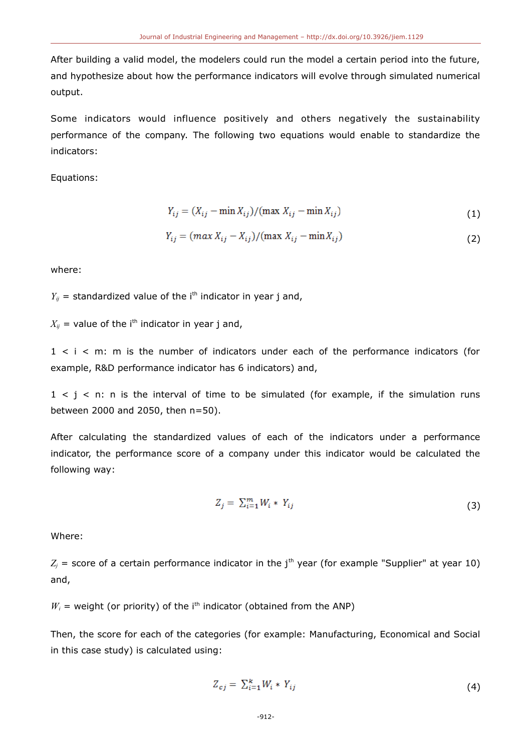After building a valid model, the modelers could run the model a certain period into the future, and hypothesize about how the performance indicators will evolve through simulated numerical output.

Some indicators would influence positively and others negatively the sustainability performance of the company. The following two equations would enable to standardize the indicators:

Equations:

$$Y_{ij} = (X_{ij} - \min X_{ij})/(\max X_{ij} - \min X_{ij}) \tag{1}$$

$$Y_{ij} = (max\, X_{ij} - X_{ij})/(\max X_{ij} - \min X_{ij}) \tag{2}$$

where:

$Y_{ij}$ = standardized value of the i[th] indicator in year j and,

$X_{ij}$ = value of the i[th] indicator in year j and,

$1 < i < m$: m is the number of indicators under each of the performance indicators (for example, R&D performance indicator has 6 indicators) and,

$1 < j < n$: n is the interval of time to be simulated (for example, if the simulation runs between 2000 and 2050, then n=50).

After calculating the standardized values of each of the indicators under a performance indicator, the performance score of a company under this indicator would be calculated the following way:

$$Z_j = \sum_{i=1}^{m} W_i * Y_{ij} \tag{3}$$

Where:

$Z_j$ = score of a certain performance indicator in the j[th] year (for example "Supplier" at year 10) and,

$W_i$ = weight (or priority) of the i[th] indicator (obtained from the ANP)

Then, the score for each of the categories (for example: Manufacturing, Economical and Social in this case study) is calculated using:

$$Z_{cj} = \sum_{i=1}^{k} W_i * Y_{ij} \tag{4}$$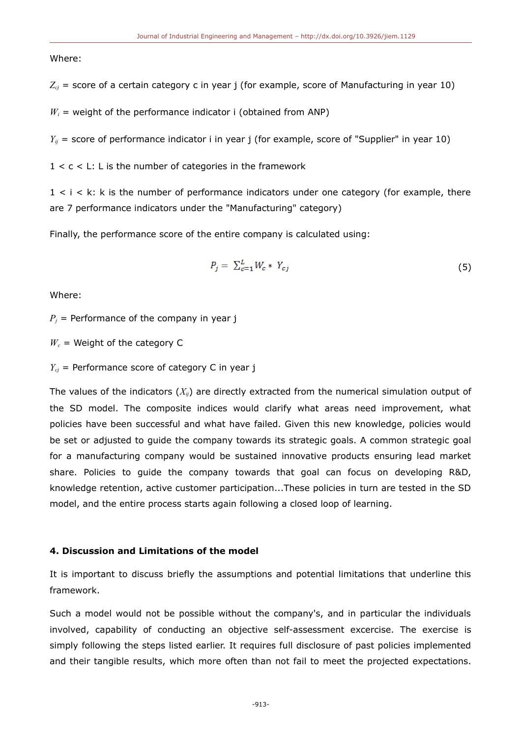Where:

$Z_{cj}$ = score of a certain category c in year j (for example, score of Manufacturing in year 10)

$W_i$ = weight of the performance indicator i (obtained from ANP)

$Y_{ij}$ = score of performance indicator i in year j (for example, score of "Supplier" in year 10)

1 < c < L: L is the number of categories in the framework

1 < i < k: k is the number of performance indicators under one category (for example, there are 7 performance indicators under the "Manufacturing" category)

Finally, the performance score of the entire company is calculated using:

$$P_j = \sum_{c=1}^{L} W_c * Y_{cj} \tag{5}$$

Where:

$P_j$ = Performance of the company in year j

$W_c$ = Weight of the category C

$Y_{cj}$ = Performance score of category C in year j

The values of the indicators ($X_{ij}$) are directly extracted from the numerical simulation output of the SD model. The composite indices would clarify what areas need improvement, what policies have been successful and what have failed. Given this new knowledge, policies would be set or adjusted to guide the company towards its strategic goals. A common strategic goal for a manufacturing company would be sustained innovative products ensuring lead market share. Policies to guide the company towards that goal can focus on developing R&D, knowledge retention, active customer participation...These policies in turn are tested in the SD model, and the entire process starts again following a closed loop of learning.

## 4. Discussion and Limitations of the model

It is important to discuss briefly the assumptions and potential limitations that underline this framework.

Such a model would not be possible without the company's, and in particular the individuals involved, capability of conducting an objective self-assessment excercise. The exercise is simply following the steps listed earlier. It requires full disclosure of past policies implemented and their tangible results, which more often than not fail to meet the projected expectations.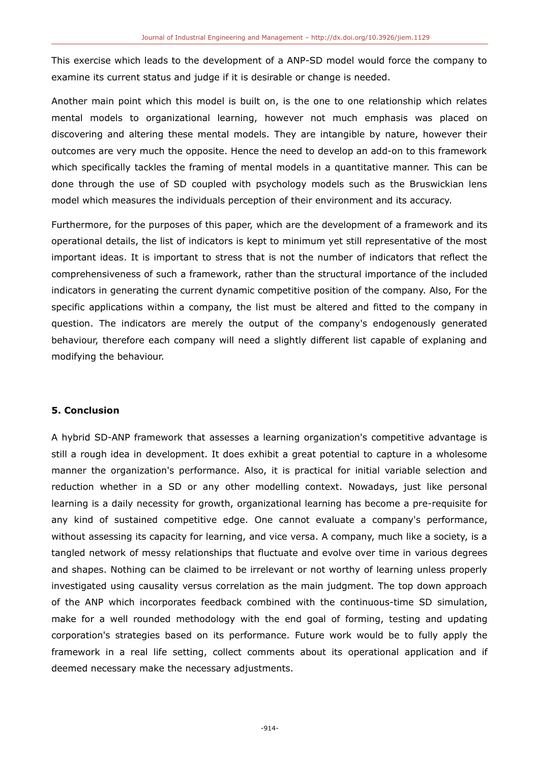This exercise which leads to the development of a ANP-SD model would force the company to examine its current status and judge if it is desirable or change is needed.

Another main point which this model is built on, is the one to one relationship which relates mental models to organizational learning, however not much emphasis was placed on discovering and altering these mental models. They are intangible by nature, however their outcomes are very much the opposite. Hence the need to develop an add-on to this framework which specifically tackles the framing of mental models in a quantitative manner. This can be done through the use of SD coupled with psychology models such as the Bruswickian lens model which measures the individuals perception of their environment and its accuracy.

Furthermore, for the purposes of this paper, which are the development of a framework and its operational details, the list of indicators is kept to minimum yet still representative of the most important ideas. It is important to stress that is not the number of indicators that reflect the comprehensiveness of such a framework, rather than the structural importance of the included indicators in generating the current dynamic competitive position of the company. Also, For the specific applications within a company, the list must be altered and fitted to the company in question. The indicators are merely the output of the company's endogenously generated behaviour, therefore each company will need a slightly different list capable of explaning and modifying the behaviour.

## 5. Conclusion

A hybrid SD-ANP framework that assesses a learning organization's competitive advantage is still a rough idea in development. It does exhibit a great potential to capture in a wholesome manner the organization's performance. Also, it is practical for initial variable selection and reduction whether in a SD or any other modelling context. Nowadays, just like personal learning is a daily necessity for growth, organizational learning has become a pre-requisite for any kind of sustained competitive edge. One cannot evaluate a company's performance, without assessing its capacity for learning, and vice versa. A company, much like a society, is a tangled network of messy relationships that fluctuate and evolve over time in various degrees and shapes. Nothing can be claimed to be irrelevant or not worthy of learning unless properly investigated using causality versus correlation as the main judgment. The top down approach of the ANP which incorporates feedback combined with the continuous-time SD simulation, make for a well rounded methodology with the end goal of forming, testing and updating corporation's strategies based on its performance. Future work would be to fully apply the framework in a real life setting, collect comments about its operational application and if deemed necessary make the necessary adjustments.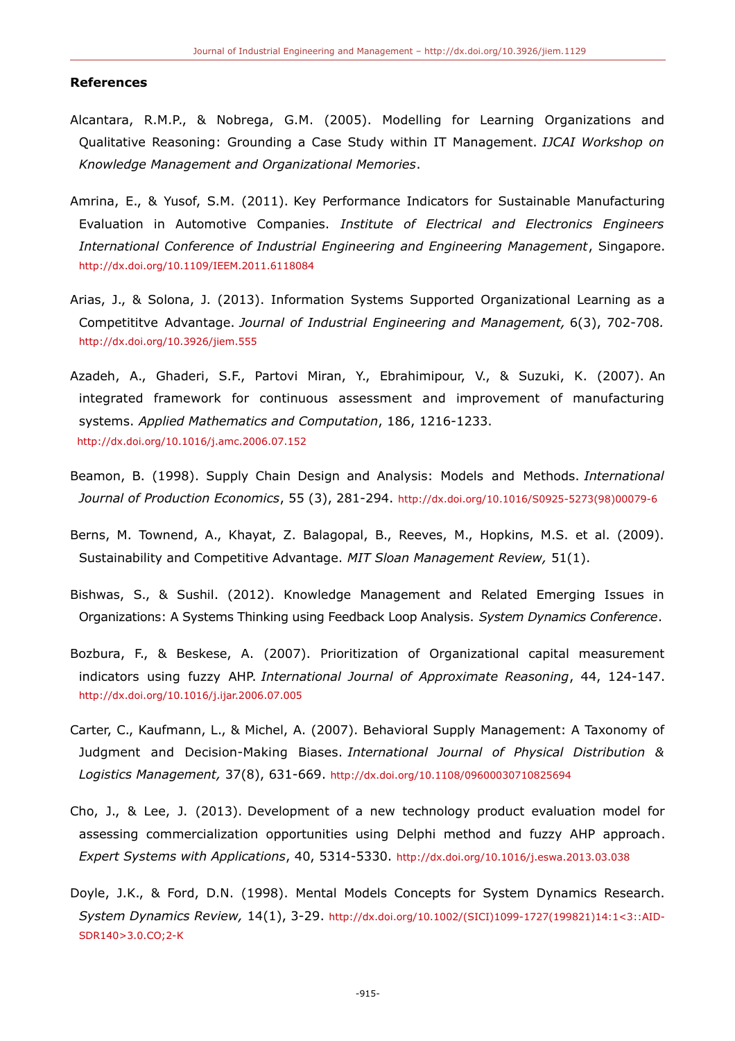## References

Alcantara, R.M.P., & Nobrega, G.M. (2005). Modelling for Learning Organizations and Qualitative Reasoning: Grounding a Case Study within IT Management. *IJCAI Workshop on Knowledge Management and Organizational Memories*.

Amrina, E., & Yusof, S.M. (2011). Key Performance Indicators for Sustainable Manufacturing Evaluation in Automotive Companies. *Institute of Electrical and Electronics Engineers International Conference of Industrial Engineering and Engineering Management*, Singapore. http://dx.doi.org/10.1109/IEEM.2011.6118084

Arias, J., & Solona, J. (2013). Information Systems Supported Organizational Learning as a Competititve Advantage. *Journal of Industrial Engineering and Management,* 6(3), 702-708. http://dx.doi.org/10.3926/jiem.555

Azadeh, A., Ghaderi, S.F., Partovi Miran, Y., Ebrahimipour, V., & Suzuki, K. (2007). An integrated framework for continuous assessment and improvement of manufacturing systems. *Applied Mathematics and Computation*, 186, 1216-1233. http://dx.doi.org/10.1016/j.amc.2006.07.152

Beamon, B. (1998). Supply Chain Design and Analysis: Models and Methods. *International Journal of Production Economics*, 55 (3), 281-294. http://dx.doi.org/10.1016/S0925-5273(98)00079-6

Berns, M. Townend, A., Khayat, Z. Balagopal, B., Reeves, M., Hopkins, M.S. et al. (2009). Sustainability and Competitive Advantage. *MIT Sloan Management Review,* 51(1).

Bishwas, S., & Sushil. (2012). Knowledge Management and Related Emerging Issues in Organizations: A Systems Thinking using Feedback Loop Analysis. *System Dynamics Conference*.

Bozbura, F., & Beskese, A. (2007). Prioritization of Organizational capital measurement indicators using fuzzy AHP. *International Journal of Approximate Reasoning*, 44, 124-147. http://dx.doi.org/10.1016/j.ijar.2006.07.005

Carter, C., Kaufmann, L., & Michel, A. (2007). Behavioral Supply Management: A Taxonomy of Judgment and Decision-Making Biases. *International Journal of Physical Distribution & Logistics Management,* 37(8), 631-669. http://dx.doi.org/10.1108/09600030710825694

Cho, J., & Lee, J. (2013). Development of a new technology product evaluation model for assessing commercialization opportunities using Delphi method and fuzzy AHP approach. *Expert Systems with Applications*, 40, 5314-5330. http://dx.doi.org/10.1016/j.eswa.2013.03.038

Doyle, J.K., & Ford, D.N. (1998). Mental Models Concepts for System Dynamics Research. *System Dynamics Review,* 14(1), 3-29. http://dx.doi.org/10.1002/(SICI)1099-1727(199821)14:1<3::AID-SDR140>3.0.CO;2-K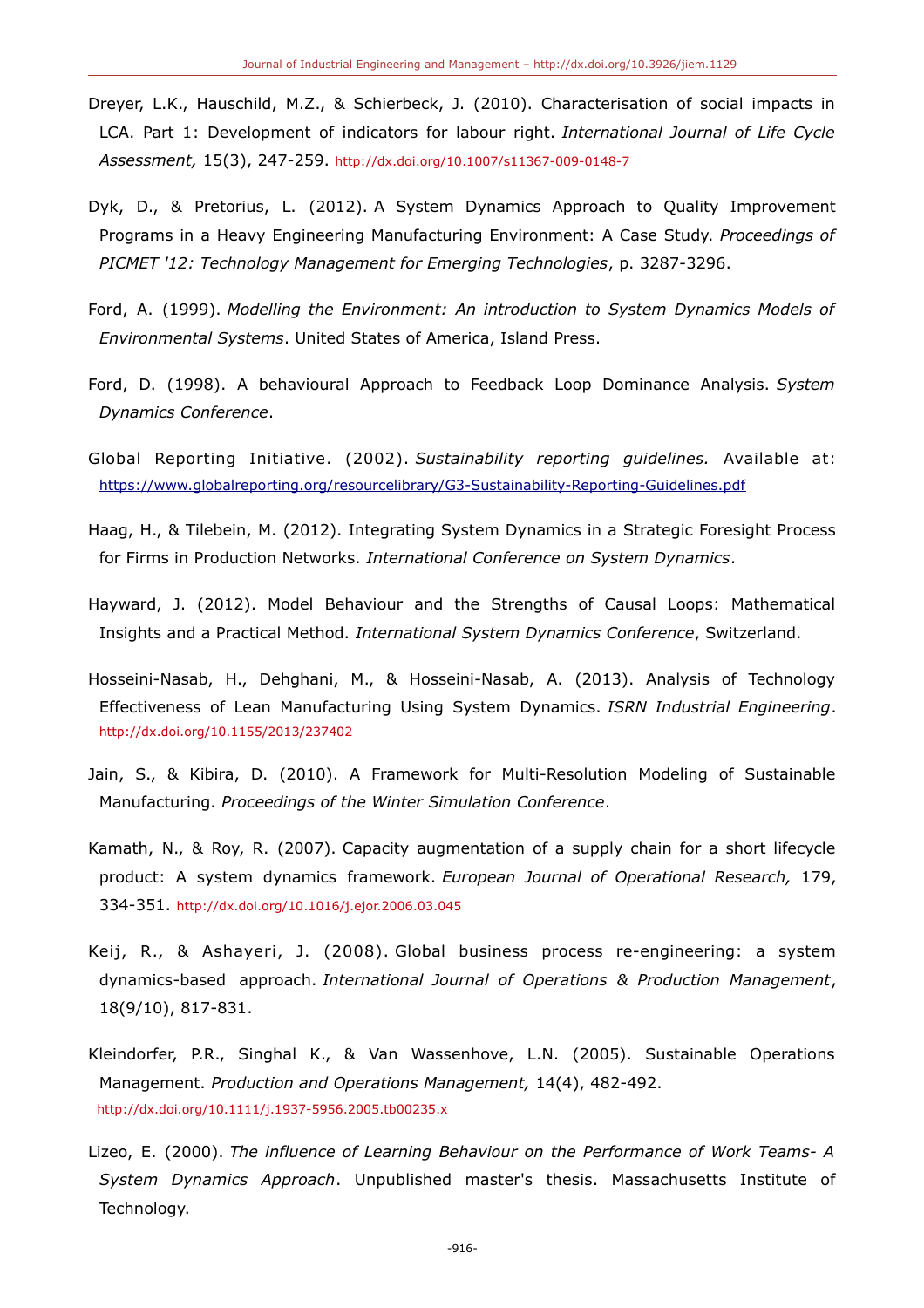Dreyer, L.K., Hauschild, M.Z., & Schierbeck, J. (2010). Characterisation of social impacts in LCA. Part 1: Development of indicators for labour right. *International Journal of Life Cycle Assessment,* 15(3), 247-259. http://dx.doi.org/10.1007/s11367-009-0148-7

Dyk, D., & Pretorius, L. (2012). A System Dynamics Approach to Quality Improvement Programs in a Heavy Engineering Manufacturing Environment: A Case Study. *Proceedings of PICMET '12: Technology Management for Emerging Technologies*, p. 3287-3296.

Ford, A. (1999). *Modelling the Environment: An introduction to System Dynamics Models of Environmental Systems*. United States of America, Island Press.

Ford, D. (1998). A behavioural Approach to Feedback Loop Dominance Analysis. *System Dynamics Conference*.

Global Reporting Initiative. (2002). *Sustainability reporting guidelines.* Available at: https://www.globalreporting.org/resourcelibrary/G3-Sustainability-Reporting-Guidelines.pdf

Haag, H., & Tilebein, M. (2012). Integrating System Dynamics in a Strategic Foresight Process for Firms in Production Networks. *International Conference on System Dynamics*.

Hayward, J. (2012). Model Behaviour and the Strengths of Causal Loops: Mathematical Insights and a Practical Method. *International System Dynamics Conference*, Switzerland.

Hosseini-Nasab, H., Dehghani, M., & Hosseini-Nasab, A. (2013). Analysis of Technology Effectiveness of Lean Manufacturing Using System Dynamics. *ISRN Industrial Engineering*. http://dx.doi.org/10.1155/2013/237402

Jain, S., & Kibira, D. (2010). A Framework for Multi-Resolution Modeling of Sustainable Manufacturing. *Proceedings of the Winter Simulation Conference*.

Kamath, N., & Roy, R. (2007). Capacity augmentation of a supply chain for a short lifecycle product: A system dynamics framework. *European Journal of Operational Research,* 179, 334-351. http://dx.doi.org/10.1016/j.ejor.2006.03.045

Keij, R., & Ashayeri, J. (2008). Global business process re-engineering: a system dynamics-based approach. *International Journal of Operations & Production Management*, 18(9/10), 817-831.

Kleindorfer, P.R., Singhal K., & Van Wassenhove, L.N. (2005). Sustainable Operations Management. *Production and Operations Management,* 14(4), 482-492. http://dx.doi.org/10.1111/j.1937-5956.2005.tb00235.x

Lizeo, E. (2000). *The influence of Learning Behaviour on the Performance of Work Teams- A System Dynamics Approach*. Unpublished master's thesis. Massachusetts Institute of Technology.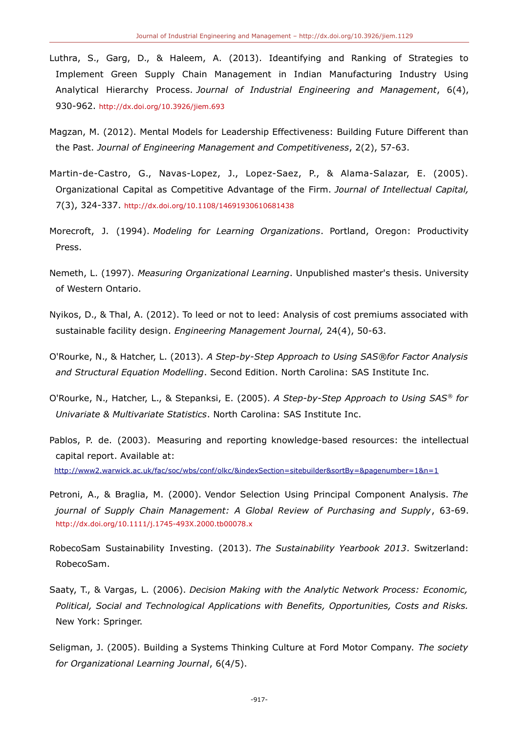Luthra, S., Garg, D., & Haleem, A. (2013). Ideantifying and Ranking of Strategies to Implement Green Supply Chain Management in Indian Manufacturing Industry Using Analytical Hierarchy Process. *Journal of Industrial Engineering and Management*, 6(4), 930-962. http://dx.doi.org/10.3926/jiem.693

Magzan, M. (2012). Mental Models for Leadership Effectiveness: Building Future Different than the Past. *Journal of Engineering Management and Competitiveness*, 2(2), 57-63.

Martin-de-Castro, G., Navas-Lopez, J., Lopez-Saez, P., & Alama-Salazar, E. (2005). Organizational Capital as Competitive Advantage of the Firm. *Journal of Intellectual Capital,* 7(3), 324-337. http://dx.doi.org/10.1108/14691930610681438

Morecroft, J. (1994). *Modeling for Learning Organizations*. Portland, Oregon: Productivity Press.

Nemeth, L. (1997). *Measuring Organizational Learning*. Unpublished master's thesis. University of Western Ontario.

Nyikos, D., & Thal, A. (2012). To leed or not to leed: Analysis of cost premiums associated with sustainable facility design. *Engineering Management Journal,* 24(4), 50-63.

O'Rourke, N., & Hatcher, L. (2013). *A Step-by-Step Approach to Using SAS®for Factor Analysis and Structural Equation Modelling*. Second Edition. North Carolina: SAS Institute Inc.

O'Rourke, N., Hatcher, L., & Stepanksi, E. (2005). *A Step-by-Step Approach to Using SAS® for Univariate & Multivariate Statistics*. North Carolina: SAS Institute Inc.

Pablos, P. de. (2003). Measuring and reporting knowledge-based resources: the intellectual capital report. Available at: http://www2.warwick.ac.uk/fac/soc/wbs/conf/olkc/&indexSection=sitebuilder&sortBy=&pagenumber=1&n=1

Petroni, A., & Braglia, M. (2000). Vendor Selection Using Principal Component Analysis. *The journal of Supply Chain Management: A Global Review of Purchasing and Supply*, 63-69. http://dx.doi.org/10.1111/j.1745-493X.2000.tb00078.x

RobecoSam Sustainability Investing. (2013). *The Sustainability Yearbook 2013*. Switzerland: RobecoSam.

Saaty, T., & Vargas, L. (2006). *Decision Making with the Analytic Network Process: Economic, Political, Social and Technological Applications with Benefits, Opportunities, Costs and Risks.* New York: Springer.

Seligman, J. (2005). Building a Systems Thinking Culture at Ford Motor Company. *The society for Organizational Learning Journal*, 6(4/5).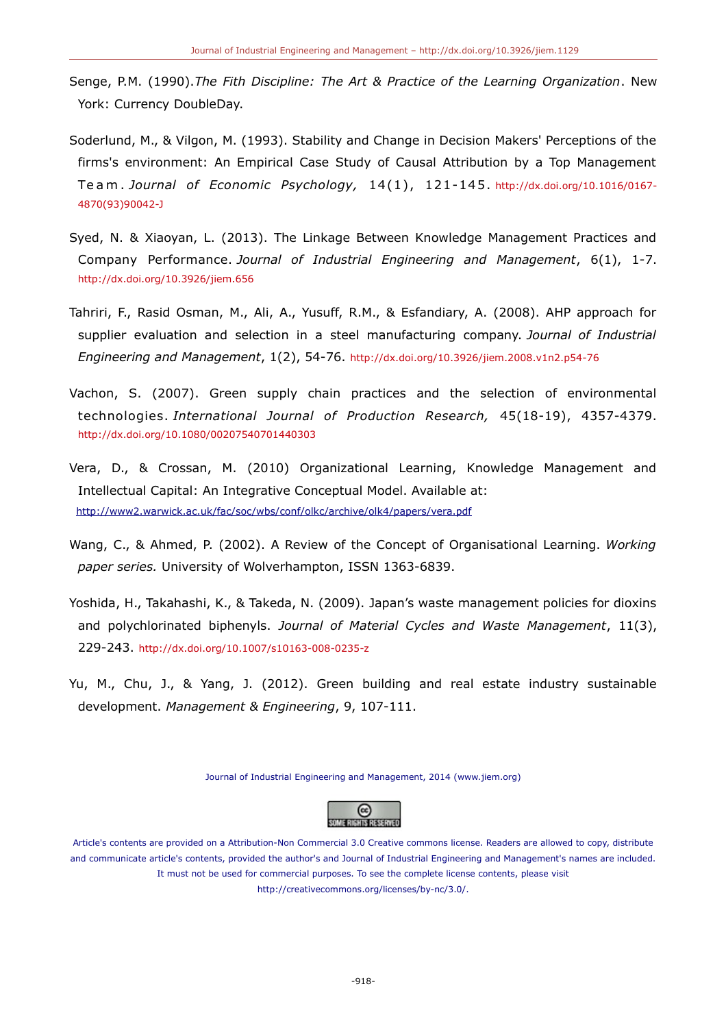Senge, P.M. (1990).*The Fith Discipline: The Art & Practice of the Learning Organization*. New York: Currency DoubleDay.

Soderlund, M., & Vilgon, M. (1993). Stability and Change in Decision Makers' Perceptions of the firms's environment: An Empirical Case Study of Causal Attribution by a Top Management Team. *Journal of Economic Psychology,* 14(1), 121-145. http://dx.doi.org/10.1016/0167-4870(93)90042-J

Syed, N. & Xiaoyan, L. (2013). The Linkage Between Knowledge Management Practices and Company Performance. *Journal of Industrial Engineering and Management*, 6(1), 1-7. http://dx.doi.org/10.3926/jiem.656

Tahriri, F., Rasid Osman, M., Ali, A., Yusuff, R.M., & Esfandiary, A. (2008). AHP approach for supplier evaluation and selection in a steel manufacturing company. *Journal of Industrial Engineering and Management*, 1(2), 54-76. http://dx.doi.org/10.3926/jiem.2008.v1n2.p54-76

Vachon, S. (2007). Green supply chain practices and the selection of environmental technologies. *International Journal of Production Research,* 45(18-19), 4357-4379. http://dx.doi.org/10.1080/00207540701440303

Vera, D., & Crossan, M. (2010) Organizational Learning, Knowledge Management and Intellectual Capital: An Integrative Conceptual Model. Available at: http://www2.warwick.ac.uk/fac/soc/wbs/conf/olkc/archive/olk4/papers/vera.pdf

Wang, C., & Ahmed, P. (2002). A Review of the Concept of Organisational Learning. *Working paper series.* University of Wolverhampton, ISSN 1363-6839.

Yoshida, H., Takahashi, K., & Takeda, N. (2009). Japan's waste management policies for dioxins and polychlorinated biphenyls. *Journal of Material Cycles and Waste Management*, 11(3), 229-243. http://dx.doi.org/10.1007/s10163-008-0235-z

Yu, M., Chu, J., & Yang, J. (2012). Green building and real estate industry sustainable development. *Management & Engineering*, 9, 107-111.

Journal of Industrial Engineering and Management, 2014 (www.jiem.org)

Article's contents are provided on a Attribution-Non Commercial 3.0 Creative commons license. Readers are allowed to copy, distribute and communicate article's contents, provided the author's and Journal of Industrial Engineering and Management's names are included. It must not be used for commercial purposes. To see the complete license contents, please visit http://creativecommons.org/licenses/by-nc/3.0/.